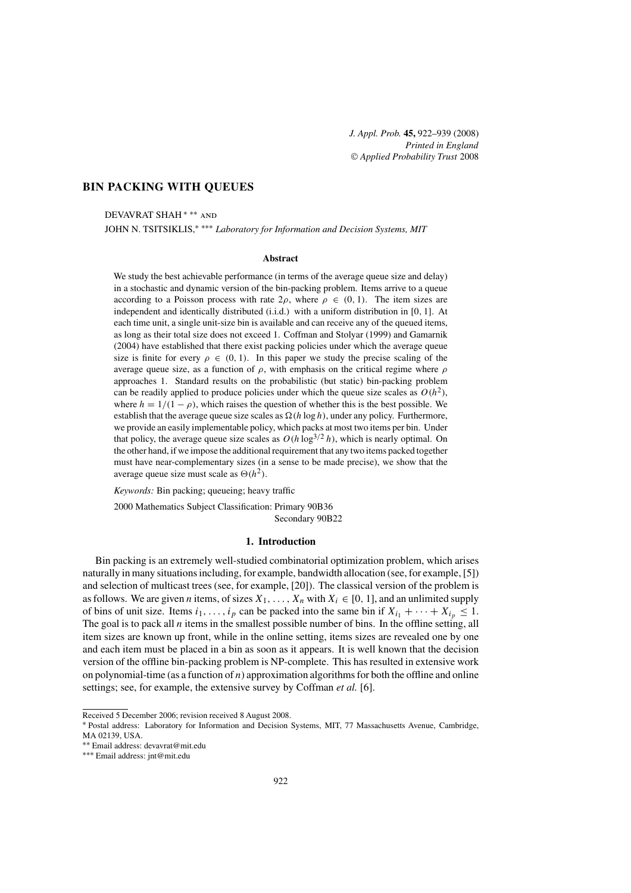# BIN PACKING WITH QUEUES

DEVAVRAT SHAH [*] [**] AND
JOHN N. TSITSIKLIS,[*] [***] *Laboratory for Information and Decision Systems, MIT*

### Abstract

We study the best achievable performance (in terms of the average queue size and delay) in a stochastic and dynamic version of the bin-packing problem. Items arrive to a queue according to a Poisson process with rate $2\rho$, where $\rho \in (0, 1)$. The item sizes are independent and identically distributed (i.i.d.) with a uniform distribution in $[0, 1]$. At each time unit, a single unit-size bin is available and can receive any of the queued items, as long as their total size does not exceed 1. Coffman and Stolyar (1999) and Gamarnik (2004) have established that there exist packing policies under which the average queue size is finite for every $\rho \in (0, 1)$. In this paper we study the precise scaling of the average queue size, as a function of $\rho$, with emphasis on the critical regime where $\rho$ approaches 1. Standard results on the probabilistic (but static) bin-packing problem can be readily applied to produce policies under which the queue size scales as $O(h^2)$, where $h = 1/(1 - \rho)$, which raises the question of whether this is the best possible. We establish that the average queue size scales as $\Omega(h \log h)$, under any policy. Furthermore, we provide an easily implementable policy, which packs at most two items per bin. Under that policy, the average queue size scales as $O(h \log^{3/2} h)$, which is nearly optimal. On the other hand, if we impose the additional requirement that any two items packed together must have near-complementary sizes (in a sense to be made precise), we show that the average queue size must scale as $\Theta(h^2)$.

*Keywords:* Bin packing; queueing; heavy traffic

2000 Mathematics Subject Classification: Primary 90B36
Secondary 90B22

## 1. Introduction

Bin packing is an extremely well-studied combinatorial optimization problem, which arises naturally in many situations including, for example, bandwidth allocation (see, for example, [5]) and selection of multicast trees (see, for example, [20]). The classical version of the problem is as follows. We are given $n$ items, of sizes $X_1, \dots, X_n$ with $X_i \in [0, 1]$, and an unlimited supply of bins of unit size. Items $i_1, \dots, i_p$ can be packed into the same bin if $X_{i_1} + \cdots + X_{i_p} \le 1$. The goal is to pack all $n$ items in the smallest possible number of bins. In the offline setting, all item sizes are known up front, while in the online setting, items sizes are revealed one by one and each item must be placed in a bin as soon as it appears. It is well known that the decision version of the offline bin-packing problem is NP-complete. This has resulted in extensive work on polynomial-time (as a function of $n$) approximation algorithms for both the offline and online settings; see, for example, the extensive survey by Coffman *et al.* [6].

Received 5 December 2006; revision received 8 August 2008.

[*] Postal address: Laboratory for Information and Decision Systems, MIT, 77 Massachusetts Avenue, Cambridge, MA 02139, USA.

[**] Email address: devavrat@mit.edu

[***] Email address: jnt@mit.edu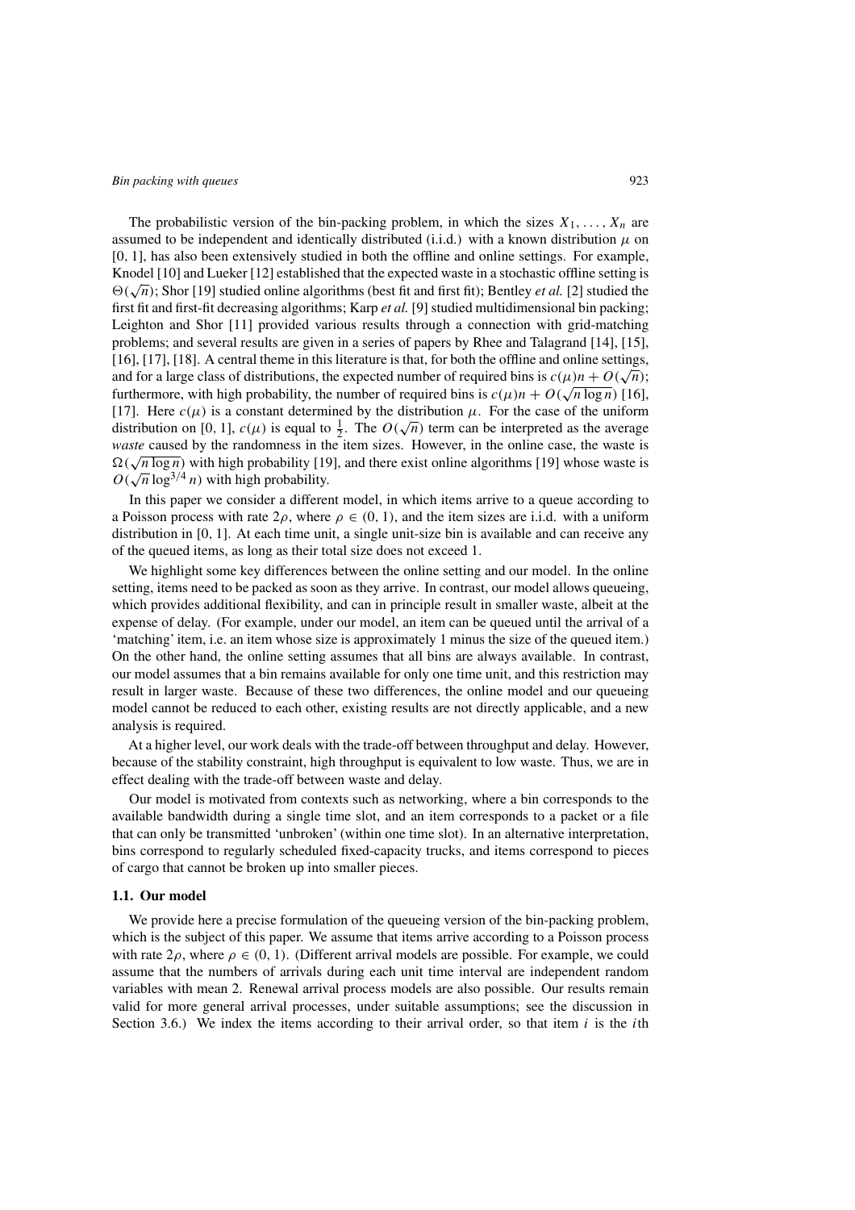The probabilistic version of the bin-packing problem, in which the sizes $X_1, \ldots, X_n$ are assumed to be independent and identically distributed (i.i.d.) with a known distribution $\mu$ on $[0, 1]$, has also been extensively studied in both the offline and online settings. For example, Knodel [10] and Lueker [12] established that the expected waste in a stochastic offline setting is $\Theta(\sqrt{n})$; Shor [19] studied online algorithms (best fit and first fit); Bentley *et al.* [2] studied the first fit and first-fit decreasing algorithms; Karp *et al.* [9] studied multidimensional bin packing; Leighton and Shor [11] provided various results through a connection with grid-matching problems; and several results are given in a series of papers by Rhee and Talagrand [14], [15], [16], [17], [18]. A central theme in this literature is that, for both the offline and online settings, and for a large class of distributions, the expected number of required bins is $c(\mu)n + O(\sqrt{n})$; furthermore, with high probability, the number of required bins is $c(\mu)n + O(\sqrt{n \log n})$ [16], [17]. Here $c(\mu)$ is a constant determined by the distribution $\mu$. For the case of the uniform distribution on $[0, 1]$, $c(\mu)$ is equal to $\frac{1}{2}$. The $O(\sqrt{n})$ term can be interpreted as the average *waste* caused by the randomness in the item sizes. However, in the online case, the waste is $\Omega(\sqrt{n \log n})$ with high probability [19], and there exist online algorithms [19] whose waste is $O(\sqrt{n} \log^{3/4} n)$ with high probability.

In this paper we consider a different model, in which items arrive to a queue according to a Poisson process with rate $2\rho$, where $\rho \in (0, 1)$, and the item sizes are i.i.d. with a uniform distribution in $[0, 1]$. At each time unit, a single unit-size bin is available and can receive any of the queued items, as long as their total size does not exceed 1.

We highlight some key differences between the online setting and our model. In the online setting, items need to be packed as soon as they arrive. In contrast, our model allows queueing, which provides additional flexibility, and can in principle result in smaller waste, albeit at the expense of delay. (For example, under our model, an item can be queued until the arrival of a 'matching' item, i.e. an item whose size is approximately 1 minus the size of the queued item.) On the other hand, the online setting assumes that all bins are always available. In contrast, our model assumes that a bin remains available for only one time unit, and this restriction may result in larger waste. Because of these two differences, the online model and our queueing model cannot be reduced to each other, existing results are not directly applicable, and a new analysis is required.

At a higher level, our work deals with the trade-off between throughput and delay. However, because of the stability constraint, high throughput is equivalent to low waste. Thus, we are in effect dealing with the trade-off between waste and delay.

Our model is motivated from contexts such as networking, where a bin corresponds to the available bandwidth during a single time slot, and an item corresponds to a packet or a file that can only be transmitted 'unbroken' (within one time slot). In an alternative interpretation, bins correspond to regularly scheduled fixed-capacity trucks, and items correspond to pieces of cargo that cannot be broken up into smaller pieces.

### 1.1. Our model

We provide here a precise formulation of the queueing version of the bin-packing problem, which is the subject of this paper. We assume that items arrive according to a Poisson process with rate $2\rho$, where $\rho \in (0, 1)$. (Different arrival models are possible. For example, we could assume that the numbers of arrivals during each unit time interval are independent random variables with mean 2. Renewal arrival process models are also possible. Our results remain valid for more general arrival processes, under suitable assumptions; see the discussion in Section 3.6.) We index the items according to their arrival order, so that item $i$ is the $i$th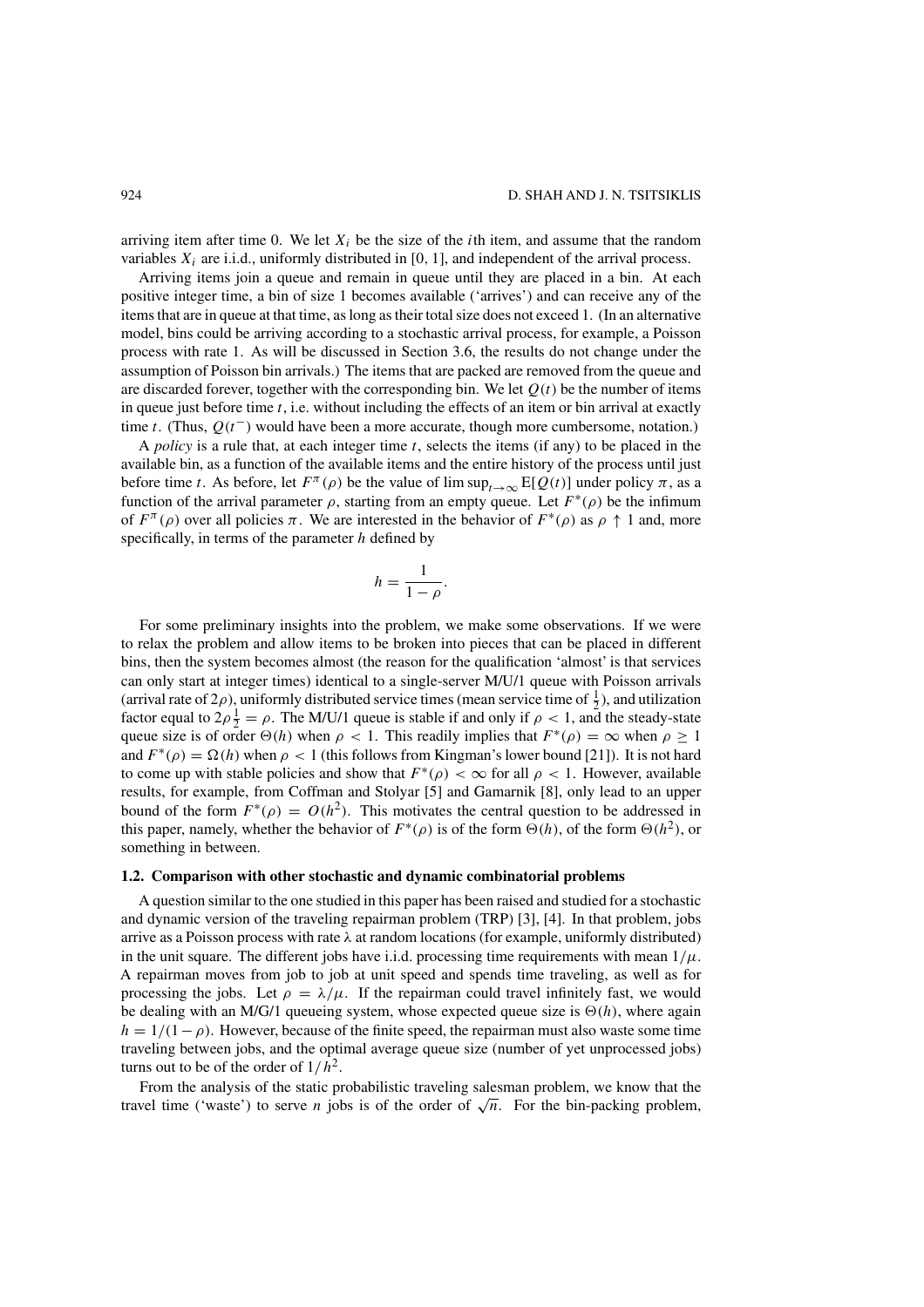arriving item after time 0. We let $X_i$ be the size of the $i$th item, and assume that the random variables $X_i$ are i.i.d., uniformly distributed in [0, 1], and independent of the arrival process.

Arriving items join a queue and remain in queue until they are placed in a bin. At each positive integer time, a bin of size 1 becomes available ('arrives') and can receive any of the items that are in queue at that time, as long as their total size does not exceed 1. (In an alternative model, bins could be arriving according to a stochastic arrival process, for example, a Poisson process with rate 1. As will be discussed in Section 3.6, the results do not change under the assumption of Poisson bin arrivals.) The items that are packed are removed from the queue and are discarded forever, together with the corresponding bin. We let $Q(t)$ be the number of items in queue just before time $t$, i.e. without including the effects of an item or bin arrival at exactly time $t$. (Thus, $Q(t^-)$ would have been a more accurate, though more cumbersome, notation.)

A *policy* is a rule that, at each integer time $t$, selects the items (if any) to be placed in the available bin, as a function of the available items and the entire history of the process until just before time $t$. As before, let $F^\pi(\rho)$ be the value of $\limsup_{t\to\infty} \mathrm{E}[Q(t)]$ under policy $\pi$, as a function of the arrival parameter $\rho$, starting from an empty queue. Let $F^*(\rho)$ be the infimum of $F^\pi(\rho)$ over all policies $\pi$. We are interested in the behavior of $F^*(\rho)$ as $\rho \uparrow 1$ and, more specifically, in terms of the parameter $h$ defined by

$$h = \frac{1}{1-\rho}.$$

For some preliminary insights into the problem, we make some observations. If we were to relax the problem and allow items to be broken into pieces that can be placed in different bins, then the system becomes almost (the reason for the qualification 'almost' is that services can only start at integer times) identical to a single-server M/U/1 queue with Poisson arrivals (arrival rate of $2\rho$), uniformly distributed service times (mean service time of $\frac{1}{2}$), and utilization factor equal to $2\rho\frac{1}{2} = \rho$. The M/U/1 queue is stable if and only if $\rho < 1$, and the steady-state queue size is of order $\Theta(h)$ when $\rho < 1$. This readily implies that $F^*(\rho) = \infty$ when $\rho \geq 1$ and $F^*(\rho) = \Omega(h)$ when $\rho < 1$ (this follows from Kingman's lower bound [21]). It is not hard to come up with stable policies and show that $F^*(\rho) < \infty$ for all $\rho < 1$. However, available results, for example, from Coffman and Stolyar [5] and Gamarnik [8], only lead to an upper bound of the form $F^*(\rho) = O(h^2)$. This motivates the central question to be addressed in this paper, namely, whether the behavior of $F^*(\rho)$ is of the form $\Theta(h)$, of the form $\Theta(h^2)$, or something in between.

### 1.2. Comparison with other stochastic and dynamic combinatorial problems

A question similar to the one studied in this paper has been raised and studied for a stochastic and dynamic version of the traveling repairman problem (TRP) [3], [4]. In that problem, jobs arrive as a Poisson process with rate $\lambda$ at random locations (for example, uniformly distributed) in the unit square. The different jobs have i.i.d. processing time requirements with mean $1/\mu$. A repairman moves from job to job at unit speed and spends time traveling, as well as for processing the jobs. Let $\rho = \lambda/\mu$. If the repairman could travel infinitely fast, we would be dealing with an M/G/1 queueing system, whose expected queue size is $\Theta(h)$, where again $h = 1/(1-\rho)$. However, because of the finite speed, the repairman must also waste some time traveling between jobs, and the optimal average queue size (number of yet unprocessed jobs) turns out to be of the order of $1/h^2$.

From the analysis of the static probabilistic traveling salesman problem, we know that the travel time ('waste') to serve $n$ jobs is of the order of $\sqrt{n}$. For the bin-packing problem,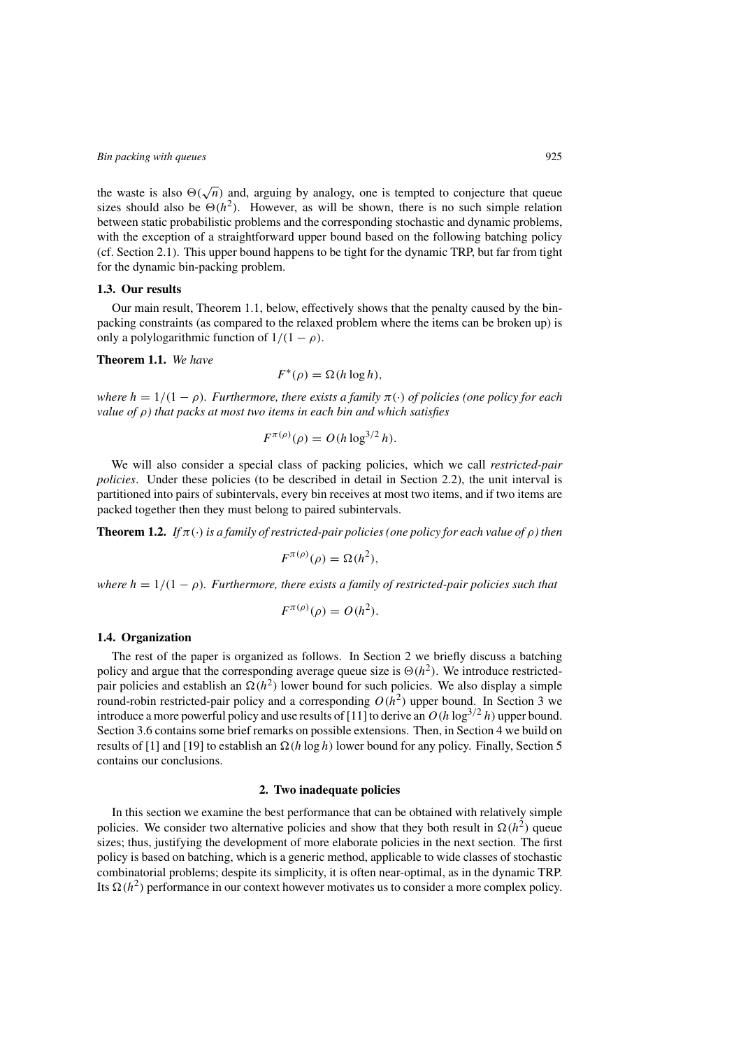the waste is also $\Theta(\sqrt{n})$ and, arguing by analogy, one is tempted to conjecture that queue sizes should also be $\Theta(h^2)$. However, as will be shown, there is no such simple relation between static probabilistic problems and the corresponding stochastic and dynamic problems, with the exception of a straightforward upper bound based on the following batching policy (cf. Section 2.1). This upper bound happens to be tight for the dynamic TRP, but far from tight for the dynamic bin-packing problem.

### 1.3. Our results

Our main result, Theorem 1.1, below, effectively shows that the penalty caused by the bin-packing constraints (as compared to the relaxed problem where the items can be broken up) is only a polylogarithmic function of $1/(1-\rho)$.

**Theorem 1.1.** *We have*

$$F^*(\rho) = \Omega(h \log h),$$

*where $h = 1/(1-\rho)$. Furthermore, there exists a family $\pi(\cdot)$ of policies (one policy for each value of $\rho$) that packs at most two items in each bin and which satisfies*

$$F^{\pi(\rho)}(\rho) = O(h \log^{3/2} h).$$

We will also consider a special class of packing policies, which we call *restricted-pair policies*. Under these policies (to be described in detail in Section 2.2), the unit interval is partitioned into pairs of subintervals, every bin receives at most two items, and if two items are packed together then they must belong to paired subintervals.

**Theorem 1.2.** *If $\pi(\cdot)$ is a family of restricted-pair policies (one policy for each value of $\rho$) then*

$$F^{\pi(\rho)}(\rho) = \Omega(h^2),$$

*where $h = 1/(1-\rho)$. Furthermore, there exists a family of restricted-pair policies such that*

$$F^{\pi(\rho)}(\rho) = O(h^2).$$

### 1.4. Organization

The rest of the paper is organized as follows. In Section 2 we briefly discuss a batching policy and argue that the corresponding average queue size is $\Theta(h^2)$. We introduce restricted-pair policies and establish an $\Omega(h^2)$ lower bound for such policies. We also display a simple round-robin restricted-pair policy and a corresponding $O(h^2)$ upper bound. In Section 3 we introduce a more powerful policy and use results of [11] to derive an $O(h \log^{3/2} h)$ upper bound. Section 3.6 contains some brief remarks on possible extensions. Then, in Section 4 we build on results of [1] and [19] to establish an $\Omega(h \log h)$ lower bound for any policy. Finally, Section 5 contains our conclusions.

## 2. Two inadequate policies

In this section we examine the best performance that can be obtained with relatively simple policies. We consider two alternative policies and show that they both result in $\Omega(h^2)$ queue sizes; thus, justifying the development of more elaborate policies in the next section. The first policy is based on batching, which is a generic method, applicable to wide classes of stochastic combinatorial problems; despite its simplicity, it is often near-optimal, as in the dynamic TRP. Its $\Omega(h^2)$ performance in our context however motivates us to consider a more complex policy.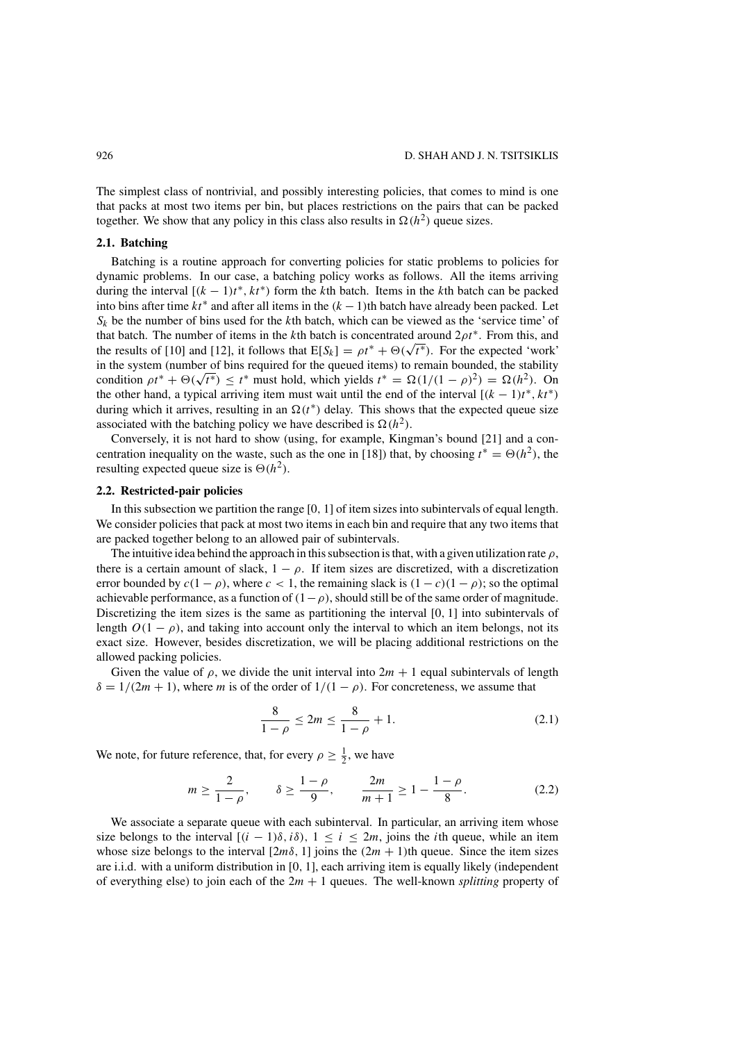The simplest class of nontrivial, and possibly interesting policies, that comes to mind is one that packs at most two items per bin, but places restrictions on the pairs that can be packed together. We show that any policy in this class also results in $\Omega(h^2)$ queue sizes.

### 2.1. Batching

Batching is a routine approach for converting policies for static problems to policies for dynamic problems. In our case, a batching policy works as follows. All the items arriving during the interval $[(k-1)t^*, kt^*)$ form the $k$th batch. Items in the $k$th batch can be packed into bins after time $kt^*$ and after all items in the $(k-1)$th batch have already been packed. Let $S_k$ be the number of bins used for the $k$th batch, which can be viewed as the 'service time' of that batch. The number of items in the $k$th batch is concentrated around $2\rho t^*$. From this, and the results of [10] and [12], it follows that $\mathrm{E}[S_k] = \rho t^* + \Theta(\sqrt{t^*})$. For the expected 'work' in the system (number of bins required for the queued items) to remain bounded, the stability condition $\rho t^* + \Theta(\sqrt{t^*}) \le t^*$ must hold, which yields $t^* = \Omega(1/(1-\rho)^2) = \Omega(h^2)$. On the other hand, a typical arriving item must wait until the end of the interval $[(k-1)t^*, kt^*)$ during which it arrives, resulting in an $\Omega(t^*)$ delay. This shows that the expected queue size associated with the batching policy we have described is $\Omega(h^2)$.

Conversely, it is not hard to show (using, for example, Kingman's bound [21] and a concentration inequality on the waste, such as the one in [18]) that, by choosing $t^* = \Theta(h^2)$, the resulting expected queue size is $\Theta(h^2)$.

### 2.2. Restricted-pair policies

In this subsection we partition the range $[0, 1]$ of item sizes into subintervals of equal length. We consider policies that pack at most two items in each bin and require that any two items that are packed together belong to an allowed pair of subintervals.

The intuitive idea behind the approach in this subsection is that, with a given utilization rate $\rho$, there is a certain amount of slack, $1-\rho$. If item sizes are discretized, with a discretization error bounded by $c(1-\rho)$, where $c < 1$, the remaining slack is $(1-c)(1-\rho)$; so the optimal achievable performance, as a function of $(1-\rho)$, should still be of the same order of magnitude. Discretizing the item sizes is the same as partitioning the interval $[0, 1]$ into subintervals of length $O(1-\rho)$, and taking into account only the interval to which an item belongs, not its exact size. However, besides discretization, we will be placing additional restrictions on the allowed packing policies.

Given the value of $\rho$, we divide the unit interval into $2m+1$ equal subintervals of length $\delta = 1/(2m+1)$, where $m$ is of the order of $1/(1-\rho)$. For concreteness, we assume that

$$\frac{8}{1-\rho} \le 2m \le \frac{8}{1-\rho} + 1. \tag{2.1}$$

We note, for future reference, that, for every $\rho \ge \frac{1}{2}$, we have

$$m \ge \frac{2}{1-\rho}, \qquad \delta \ge \frac{1-\rho}{9}, \qquad \frac{2m}{m+1} \ge 1 - \frac{1-\rho}{8}. \tag{2.2}$$

We associate a separate queue with each subinterval. In particular, an arriving item whose size belongs to the interval $[(i-1)\delta, i\delta)$, $1 \le i \le 2m$, joins the $i$th queue, while an item whose size belongs to the interval $[2m\delta, 1]$ joins the $(2m+1)$th queue. Since the item sizes are i.i.d. with a uniform distribution in $[0, 1]$, each arriving item is equally likely (independent of everything else) to join each of the $2m+1$ queues. The well-known *splitting* property of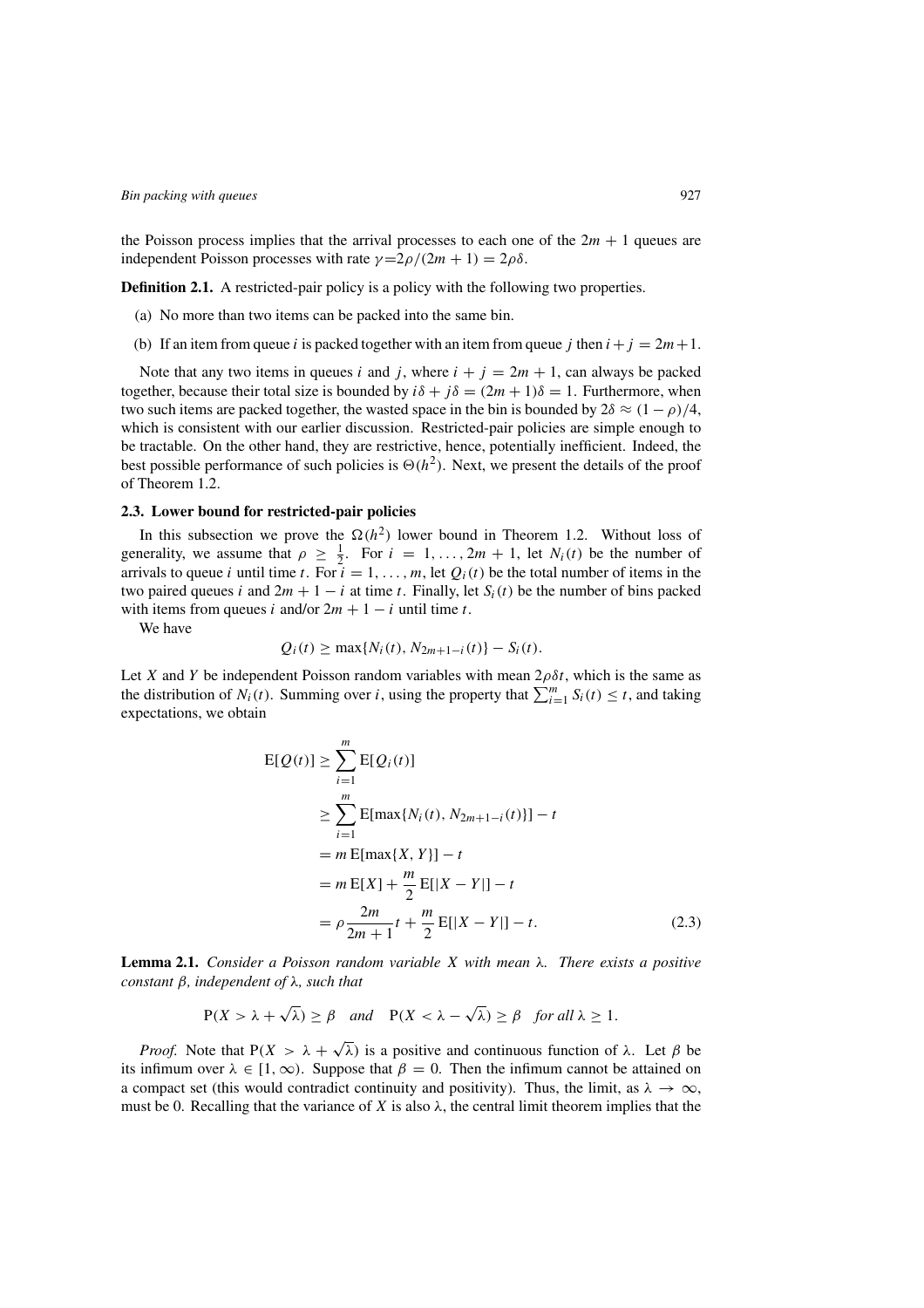the Poisson process implies that the arrival processes to each one of the $2m + 1$ queues are independent Poisson processes with rate $\gamma = 2\rho/(2m + 1) = 2\rho\delta$.

**Definition 2.1.** A restricted-pair policy is a policy with the following two properties.

(a) No more than two items can be packed into the same bin.

(b) If an item from queue $i$ is packed together with an item from queue $j$ then $i + j = 2m + 1$.

Note that any two items in queues $i$ and $j$, where $i + j = 2m + 1$, can always be packed together, because their total size is bounded by $i\delta + j\delta = (2m + 1)\delta = 1$. Furthermore, when two such items are packed together, the wasted space in the bin is bounded by $2\delta \approx (1 - \rho)/4$, which is consistent with our earlier discussion. Restricted-pair policies are simple enough to be tractable. On the other hand, they are restrictive, hence, potentially inefficient. Indeed, the best possible performance of such policies is $\Theta(h^2)$. Next, we present the details of the proof of Theorem 1.2.

### 2.3. Lower bound for restricted-pair policies

In this subsection we prove the $\Omega(h^2)$ lower bound in Theorem 1.2. Without loss of generality, we assume that $\rho \geq \frac{1}{2}$. For $i = 1, \ldots, 2m + 1$, let $N_i(t)$ be the number of arrivals to queue $i$ until time $t$. For $i = 1, \ldots, m$, let $Q_i(t)$ be the total number of items in the two paired queues $i$ and $2m + 1 - i$ at time $t$. Finally, let $S_i(t)$ be the number of bins packed with items from queues $i$ and/or $2m + 1 - i$ until time $t$.

We have

$$Q_i(t) \geq \max\{N_i(t), N_{2m+1-i}(t)\} - S_i(t).$$

Let $X$ and $Y$ be independent Poisson random variables with mean $2\rho\delta t$, which is the same as the distribution of $N_i(t)$. Summing over $i$, using the property that $\sum_{i=1}^{m} S_i(t) \leq t$, and taking expectations, we obtain

$$\begin{aligned}
\mathrm{E}[Q(t)] &\geq \sum_{i=1}^{m} \mathrm{E}[Q_i(t)] \\
&\geq \sum_{i=1}^{m} \mathrm{E}[\max\{N_i(t), N_{2m+1-i}(t)\}] - t \\
&= m\,\mathrm{E}[\max\{X, Y\}] - t \\
&= m\,\mathrm{E}[X] + \frac{m}{2}\,\mathrm{E}[|X - Y|] - t \\
&= \rho \frac{2m}{2m+1} t + \frac{m}{2}\,\mathrm{E}[|X - Y|] - t. \qquad (2.3)
\end{aligned}$$

**Lemma 2.1.** *Consider a Poisson random variable $X$ with mean $\lambda$. There exists a positive constant $\beta$, independent of $\lambda$, such that*

$$\mathrm{P}(X > \lambda + \sqrt{\lambda}) \geq \beta \quad \textit{and} \quad \mathrm{P}(X < \lambda - \sqrt{\lambda}) \geq \beta \quad \textit{for all } \lambda \geq 1.$$

*Proof.* Note that $\mathrm{P}(X > \lambda + \sqrt{\lambda})$ is a positive and continuous function of $\lambda$. Let $\beta$ be its infimum over $\lambda \in [1, \infty)$. Suppose that $\beta = 0$. Then the infimum cannot be attained on a compact set (this would contradict continuity and positivity). Thus, the limit, as $\lambda \to \infty$, must be 0. Recalling that the variance of $X$ is also $\lambda$, the central limit theorem implies that the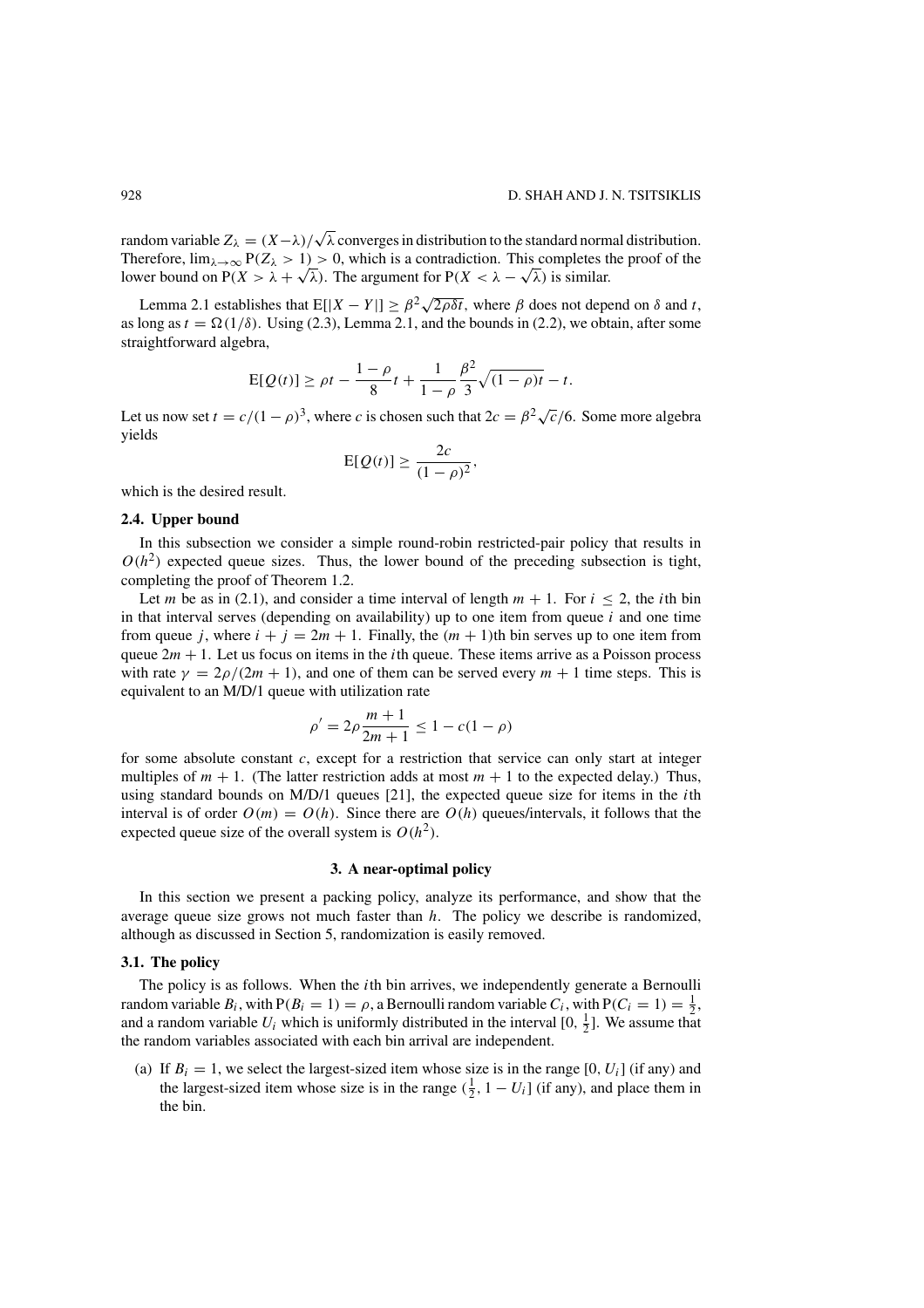random variable $Z_\lambda = (X-\lambda)/\sqrt{\lambda}$ converges in distribution to the standard normal distribution. Therefore, $\lim_{\lambda\to\infty} \mathrm{P}(Z_\lambda > 1) > 0$, which is a contradiction. This completes the proof of the lower bound on $\mathrm{P}(X > \lambda + \sqrt{\lambda})$. The argument for $\mathrm{P}(X < \lambda - \sqrt{\lambda})$ is similar.

Lemma 2.1 establishes that $\mathrm{E}[|X - Y|] \geq \beta^2\sqrt{2\rho\delta t}$, where $\beta$ does not depend on $\delta$ and $t$, as long as $t = \Omega(1/\delta)$. Using (2.3), Lemma 2.1, and the bounds in (2.2), we obtain, after some straightforward algebra,

$$\mathrm{E}[Q(t)] \geq \rho t - \frac{1-\rho}{8}t + \frac{1}{1-\rho}\frac{\beta^2}{3}\sqrt{(1-\rho)t} - t.$$

Let us now set $t = c/(1-\rho)^3$, where $c$ is chosen such that $2c = \beta^2\sqrt{c}/6$. Some more algebra yields

$$\mathrm{E}[Q(t)] \geq \frac{2c}{(1-\rho)^2},$$

which is the desired result.

### 2.4. Upper bound

In this subsection we consider a simple round-robin restricted-pair policy that results in $O(h^2)$ expected queue sizes. Thus, the lower bound of the preceding subsection is tight, completing the proof of Theorem 1.2.

Let $m$ be as in (2.1), and consider a time interval of length $m+1$. For $i \leq 2$, the $i$th bin in that interval serves (depending on availability) up to one item from queue $i$ and one time from queue $j$, where $i + j = 2m + 1$. Finally, the $(m+1)$th bin serves up to one item from queue $2m+1$. Let us focus on items in the $i$th queue. These items arrive as a Poisson process with rate $\gamma = 2\rho/(2m+1)$, and one of them can be served every $m+1$ time steps. This is equivalent to an M/D/1 queue with utilization rate

$$\rho' = 2\rho\frac{m+1}{2m+1} \leq 1 - c(1-\rho)$$

for some absolute constant $c$, except for a restriction that service can only start at integer multiples of $m+1$. (The latter restriction adds at most $m+1$ to the expected delay.) Thus, using standard bounds on M/D/1 queues [21], the expected queue size for items in the $i$th interval is of order $O(m) = O(h)$. Since there are $O(h)$ queues/intervals, it follows that the expected queue size of the overall system is $O(h^2)$.

## 3. A near-optimal policy

In this section we present a packing policy, analyze its performance, and show that the average queue size grows not much faster than $h$. The policy we describe is randomized, although as discussed in Section 5, randomization is easily removed.

### 3.1. The policy

The policy is as follows. When the $i$th bin arrives, we independently generate a Bernoulli random variable $B_i$, with $\mathrm{P}(B_i = 1) = \rho$, a Bernoulli random variable $C_i$, with $\mathrm{P}(C_i = 1) = \frac{1}{2}$, and a random variable $U_i$ which is uniformly distributed in the interval $[0, \frac{1}{2}]$. We assume that the random variables associated with each bin arrival are independent.

(a) If $B_i = 1$, we select the largest-sized item whose size is in the range $[0, U_i]$ (if any) and the largest-sized item whose size is in the range $(\frac{1}{2}, 1 - U_i]$ (if any), and place them in the bin.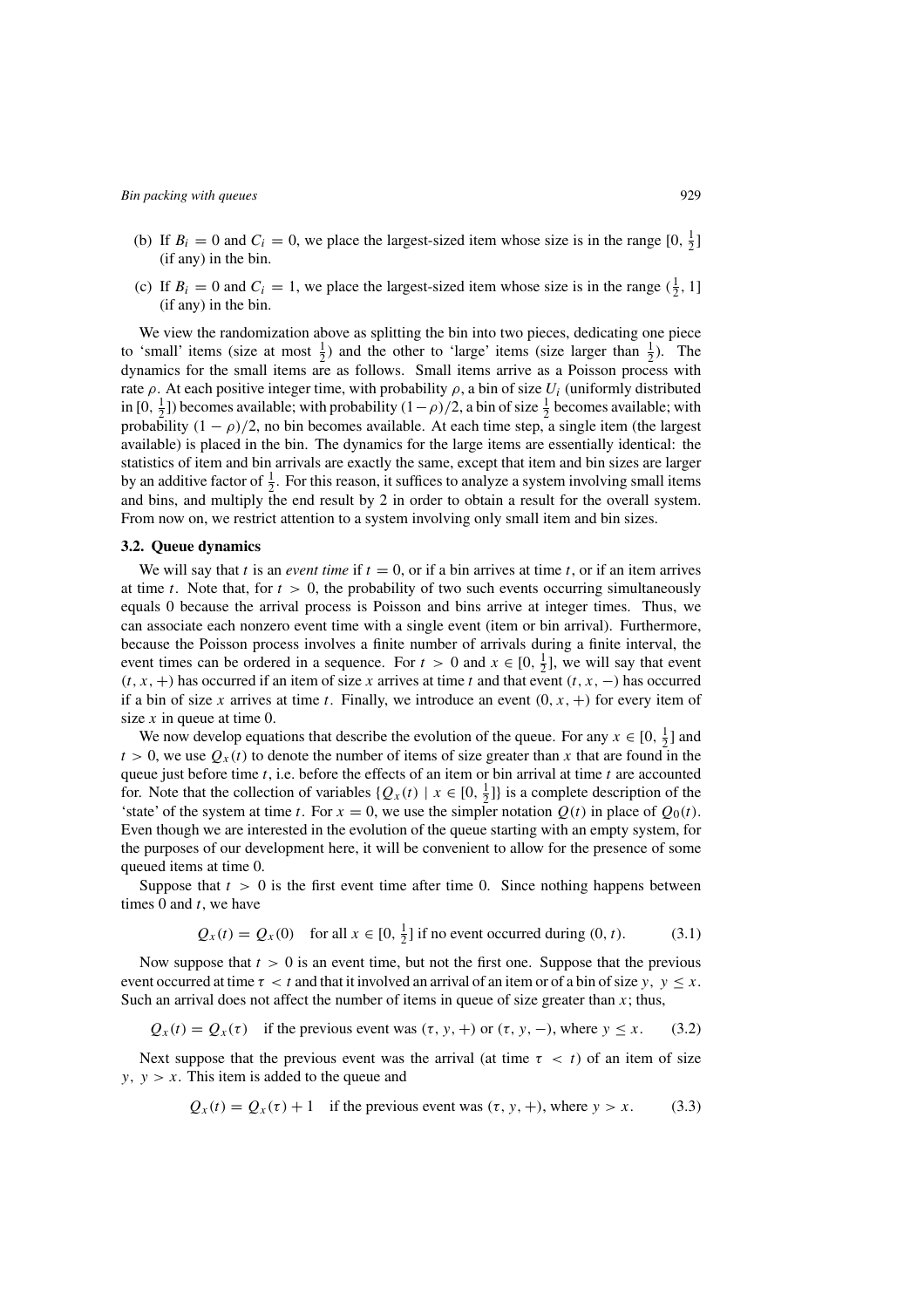(b) If $B_i = 0$ and $C_i = 0$, we place the largest-sized item whose size is in the range $[0, \frac{1}{2}]$ (if any) in the bin.

(c) If $B_i = 0$ and $C_i = 1$, we place the largest-sized item whose size is in the range $(\frac{1}{2}, 1]$ (if any) in the bin.

We view the randomization above as splitting the bin into two pieces, dedicating one piece to 'small' items (size at most $\frac{1}{2}$) and the other to 'large' items (size larger than $\frac{1}{2}$). The dynamics for the small items are as follows. Small items arrive as a Poisson process with rate $\rho$. At each positive integer time, with probability $\rho$, a bin of size $U_i$ (uniformly distributed in $[0, \frac{1}{2}]$) becomes available; with probability $(1-\rho)/2$, a bin of size $\frac{1}{2}$ becomes available; with probability $(1-\rho)/2$, no bin becomes available. At each time step, a single item (the largest available) is placed in the bin. The dynamics for the large items are essentially identical: the statistics of item and bin arrivals are exactly the same, except that item and bin sizes are larger by an additive factor of $\frac{1}{2}$. For this reason, it suffices to analyze a system involving small items and bins, and multiply the end result by 2 in order to obtain a result for the overall system. From now on, we restrict attention to a system involving only small item and bin sizes.

### 3.2. Queue dynamics

We will say that $t$ is an *event time* if $t = 0$, or if a bin arrives at time $t$, or if an item arrives at time $t$. Note that, for $t > 0$, the probability of two such events occurring simultaneously equals 0 because the arrival process is Poisson and bins arrive at integer times. Thus, we can associate each nonzero event time with a single event (item or bin arrival). Furthermore, because the Poisson process involves a finite number of arrivals during a finite interval, the event times can be ordered in a sequence. For $t > 0$ and $x \in [0, \frac{1}{2}]$, we will say that event $(t, x, +)$ has occurred if an item of size $x$ arrives at time $t$ and that event $(t, x, -)$ has occurred if a bin of size $x$ arrives at time $t$. Finally, we introduce an event $(0, x, +)$ for every item of size $x$ in queue at time 0.

We now develop equations that describe the evolution of the queue. For any $x \in [0, \frac{1}{2}]$ and $t > 0$, we use $Q_x(t)$ to denote the number of items of size greater than $x$ that are found in the queue just before time $t$, i.e. before the effects of an item or bin arrival at time $t$ are accounted for. Note that the collection of variables $\{Q_x(t) \mid x \in [0, \frac{1}{2}]\}$ is a complete description of the 'state' of the system at time $t$. For $x = 0$, we use the simpler notation $Q(t)$ in place of $Q_0(t)$. Even though we are interested in the evolution of the queue starting with an empty system, for the purposes of our development here, it will be convenient to allow for the presence of some queued items at time 0.

Suppose that $t > 0$ is the first event time after time 0. Since nothing happens between times 0 and $t$, we have

$$Q_x(t) = Q_x(0) \quad \text{for all } x \in [0, \tfrac{1}{2}] \text{ if no event occurred during } (0, t). \tag{3.1}$$

Now suppose that $t > 0$ is an event time, but not the first one. Suppose that the previous event occurred at time $\tau < t$ and that it involved an arrival of an item or of a bin of size $y,\ y \leq x$. Such an arrival does not affect the number of items in queue of size greater than $x$; thus,

$$Q_x(t) = Q_x(\tau) \quad \text{if the previous event was } (\tau, y, +) \text{ or } (\tau, y, -), \text{ where } y \leq x. \tag{3.2}$$

Next suppose that the previous event was the arrival (at time $\tau < t$) of an item of size $y,\ y > x$. This item is added to the queue and

$$Q_x(t) = Q_x(\tau) + 1 \quad \text{if the previous event was } (\tau, y, +), \text{ where } y > x. \tag{3.3}$$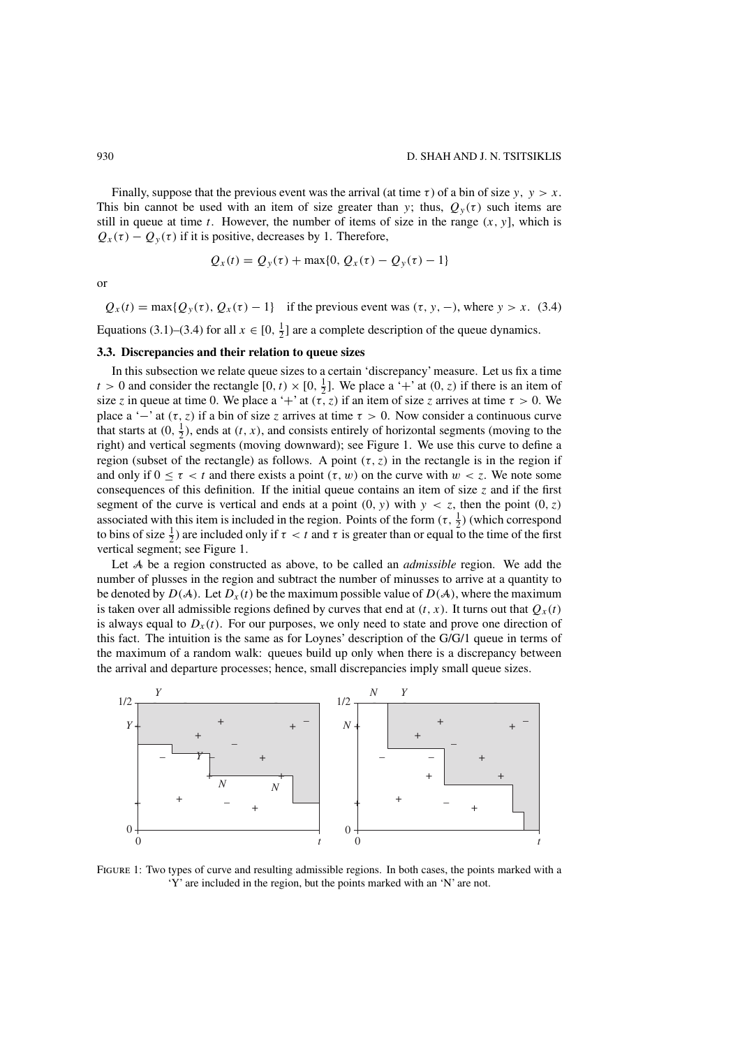Finally, suppose that the previous event was the arrival (at time $\tau$) of a bin of size $y$, $y > x$. This bin cannot be used with an item of size greater than $y$; thus, $Q_y(\tau)$ such items are still in queue at time $t$. However, the number of items of size in the range $(x, y]$, which is $Q_x(\tau) - Q_y(\tau)$ if it is positive, decreases by 1. Therefore,

$$Q_x(t) = Q_y(\tau) + \max\{0, Q_x(\tau) - Q_y(\tau) - 1\}$$

or

$$Q_x(t) = \max\{Q_y(\tau), Q_x(\tau) - 1\} \quad \text{if the previous event was } (\tau, y, -)\text{, where } y > x. \tag{3.4}$$

Equations (3.1)–(3.4) for all $x \in [0, \frac{1}{2}]$ are a complete description of the queue dynamics.

### 3.3. Discrepancies and their relation to queue sizes

In this subsection we relate queue sizes to a certain 'discrepancy' measure. Let us fix a time $t > 0$ and consider the rectangle $[0, t) \times [0, \frac{1}{2}]$. We place a '+' at $(0, z)$ if there is an item of size $z$ in queue at time 0. We place a '+' at $(\tau, z)$ if an item of size $z$ arrives at time $\tau > 0$. We place a '−' at $(\tau, z)$ if a bin of size $z$ arrives at time $\tau > 0$. Now consider a continuous curve that starts at $(0, \frac{1}{2})$, ends at $(t, x)$, and consists entirely of horizontal segments (moving to the right) and vertical segments (moving downward); see Figure 1. We use this curve to define a region (subset of the rectangle) as follows. A point $(\tau, z)$ in the rectangle is in the region if and only if $0 \le \tau < t$ and there exists a point $(\tau, w)$ on the curve with $w < z$. We note some consequences of this definition. If the initial queue contains an item of size $z$ and if the first segment of the curve is vertical and ends at a point $(0, y)$ with $y < z$, then the point $(0, z)$ associated with this item is included in the region. Points of the form $(\tau, \frac{1}{2})$ (which correspond to bins of size $\frac{1}{2}$) are included only if $\tau < t$ and $\tau$ is greater than or equal to the time of the first vertical segment; see Figure 1.

Let $\mathcal{A}$ be a region constructed as above, to be called an *admissible* region. We add the number of plusses in the region and subtract the number of minusses to arrive at a quantity to be denoted by $D(\mathcal{A})$. Let $D_x(t)$ be the maximum possible value of $D(\mathcal{A})$, where the maximum is taken over all admissible regions defined by curves that end at $(t, x)$. It turns out that $Q_x(t)$ is always equal to $D_x(t)$. For our purposes, we only need to state and prove one direction of this fact. The intuition is the same as for Loynes' description of the G/G/1 queue in terms of the maximum of a random walk: queues build up only when there is a discrepancy between the arrival and departure processes; hence, small discrepancies imply small queue sizes.

Figure 1: Two types of curve and resulting admissible regions. In both cases, the points marked with a 'Y' are included in the region, but the points marked with an 'N' are not.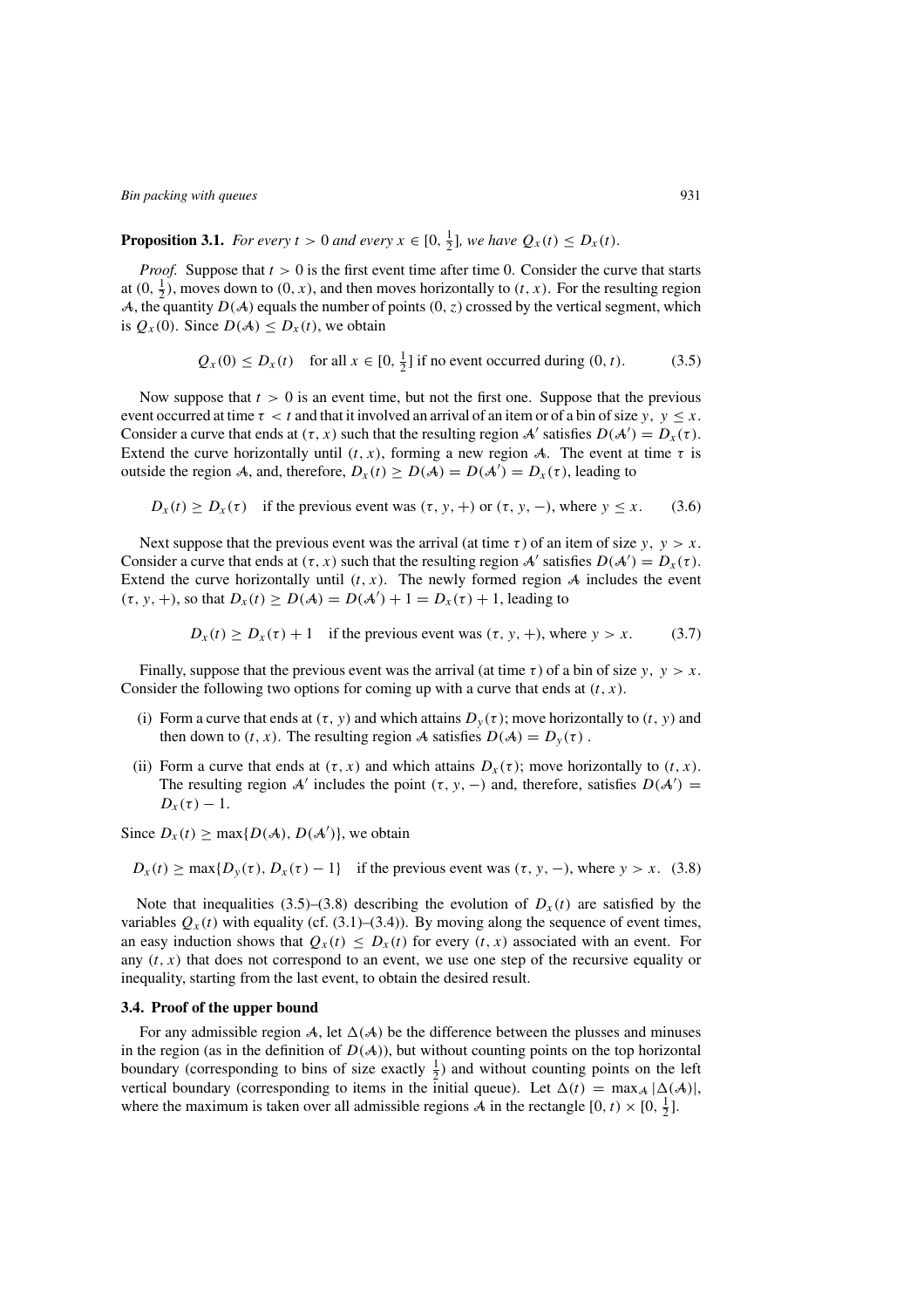**Proposition 3.1.** *For every $t > 0$ and every $x \in [0, \frac{1}{2}]$, we have $Q_x(t) \le D_x(t)$.*

*Proof.* Suppose that $t > 0$ is the first event time after time 0. Consider the curve that starts at $(0, \frac{1}{2})$, moves down to $(0, x)$, and then moves horizontally to $(t, x)$. For the resulting region $\mathcal{A}$, the quantity $D(\mathcal{A})$ equals the number of points $(0, z)$ crossed by the vertical segment, which is $Q_x(0)$. Since $D(\mathcal{A}) \le D_x(t)$, we obtain

$$Q_x(0) \le D_x(t) \quad \text{for all } x \in [0, \tfrac{1}{2}] \text{ if no event occurred during } (0, t). \tag{3.5}$$

Now suppose that $t > 0$ is an event time, but not the first one. Suppose that the previous event occurred at time $\tau < t$ and that it involved an arrival of an item or of a bin of size $y$, $y \le x$. Consider a curve that ends at $(\tau, x)$ such that the resulting region $\mathcal{A}'$ satisfies $D(\mathcal{A}') = D_x(\tau)$. Extend the curve horizontally until $(t, x)$, forming a new region $\mathcal{A}$. The event at time $\tau$ is outside the region $\mathcal{A}$, and, therefore, $D_x(t) \ge D(\mathcal{A}) = D(\mathcal{A}') = D_x(\tau)$, leading to

$$D_x(t) \ge D_x(\tau) \quad \text{if the previous event was } (\tau, y, +) \text{ or } (\tau, y, -), \text{ where } y \le x. \tag{3.6}$$

Next suppose that the previous event was the arrival (at time $\tau$) of an item of size $y$, $y > x$. Consider a curve that ends at $(\tau, x)$ such that the resulting region $\mathcal{A}'$ satisfies $D(\mathcal{A}') = D_x(\tau)$. Extend the curve horizontally until $(t, x)$. The newly formed region $\mathcal{A}$ includes the event $(\tau, y, +)$, so that $D_x(t) \ge D(\mathcal{A}) = D(\mathcal{A}') + 1 = D_x(\tau) + 1$, leading to

$$D_x(t) \ge D_x(\tau) + 1 \quad \text{if the previous event was } (\tau, y, +), \text{ where } y > x. \tag{3.7}$$

Finally, suppose that the previous event was the arrival (at time $\tau$) of a bin of size $y$, $y > x$. Consider the following two options for coming up with a curve that ends at $(t, x)$.

(i) Form a curve that ends at $(\tau, y)$ and which attains $D_y(\tau)$; move horizontally to $(t, y)$ and then down to $(t, x)$. The resulting region $\mathcal{A}$ satisfies $D(\mathcal{A}) = D_y(\tau)$ .

(ii) Form a curve that ends at $(\tau, x)$ and which attains $D_x(\tau)$; move horizontally to $(t, x)$. The resulting region $\mathcal{A}'$ includes the point $(\tau, y, -)$ and, therefore, satisfies $D(\mathcal{A}') = D_x(\tau) - 1$.

Since $D_x(t) \ge \max\{D(\mathcal{A}), D(\mathcal{A}')\}$, we obtain

$$D_x(t) \ge \max\{D_y(\tau), D_x(\tau) - 1\} \quad \text{if the previous event was } (\tau, y, -), \text{ where } y > x. \tag{3.8}$$

Note that inequalities (3.5)–(3.8) describing the evolution of $D_x(t)$ are satisfied by the variables $Q_x(t)$ with equality (cf. (3.1)–(3.4)). By moving along the sequence of event times, an easy induction shows that $Q_x(t) \le D_x(t)$ for every $(t, x)$ associated with an event. For any $(t, x)$ that does not correspond to an event, we use one step of the recursive equality or inequality, starting from the last event, to obtain the desired result.

### 3.4. Proof of the upper bound

For any admissible region $\mathcal{A}$, let $\Delta(\mathcal{A})$ be the difference between the plusses and minuses in the region (as in the definition of $D(\mathcal{A})$), but without counting points on the top horizontal boundary (corresponding to bins of size exactly $\frac{1}{2}$) and without counting points on the left vertical boundary (corresponding to items in the initial queue). Let $\Delta(t) = \max_{\mathcal{A}} |\Delta(\mathcal{A})|$, where the maximum is taken over all admissible regions $\mathcal{A}$ in the rectangle $[0, t) \times [0, \frac{1}{2}]$.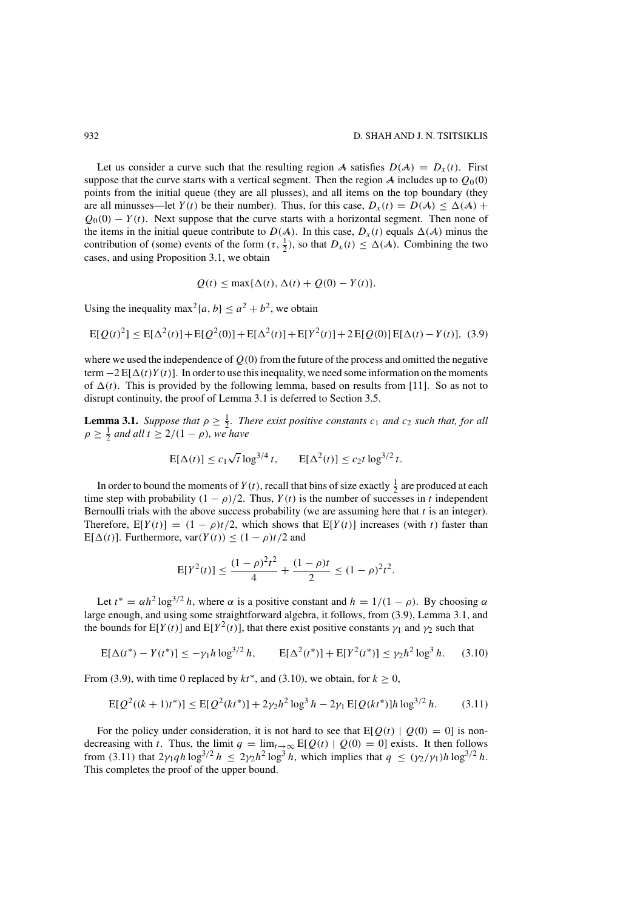Let us consider a curve such that the resulting region $\mathcal{A}$ satisfies $D(\mathcal{A}) = D_x(t)$. First suppose that the curve starts with a vertical segment. Then the region $\mathcal{A}$ includes up to $Q_0(0)$ points from the initial queue (they are all plusses), and all items on the top boundary (they are all minusses—let $Y(t)$ be their number). Thus, for this case, $D_x(t) = D(\mathcal{A}) \leq \Delta(\mathcal{A}) + Q_0(0) - Y(t)$. Next suppose that the curve starts with a horizontal segment. Then none of the items in the initial queue contribute to $D(\mathcal{A})$. In this case, $D_x(t)$ equals $\Delta(\mathcal{A})$ minus the contribution of (some) events of the form $(\tau, \frac{1}{2})$, so that $D_x(t) \leq \Delta(\mathcal{A})$. Combining the two cases, and using Proposition 3.1, we obtain

$$Q(t) \leq \max\{\Delta(t), \Delta(t) + Q(0) - Y(t)\}.$$

Using the inequality $\max^2\{a, b\} \leq a^2 + b^2$, we obtain

$$\mathrm{E}[Q(t)^2] \leq \mathrm{E}[\Delta^2(t)] + \mathrm{E}[Q^2(0)] + \mathrm{E}[\Delta^2(t)] + \mathrm{E}[Y^2(t)] + 2\,\mathrm{E}[Q(0)]\,\mathrm{E}[\Delta(t) - Y(t)], \quad (3.9)$$

where we used the independence of $Q(0)$ from the future of the process and omitted the negative term $-2\,\mathrm{E}[\Delta(t)Y(t)]$. In order to use this inequality, we need some information on the moments of $\Delta(t)$. This is provided by the following lemma, based on results from [11]. So as not to disrupt continuity, the proof of Lemma 3.1 is deferred to Section 3.5.

**Lemma 3.1.** *Suppose that $\rho \geq \frac{1}{2}$. There exist positive constants $c_1$ and $c_2$ such that, for all $\rho \geq \frac{1}{2}$ and all $t \geq 2/(1-\rho)$, we have*

$$\mathrm{E}[\Delta(t)] \leq c_1 \sqrt{t} \log^{3/4} t, \qquad \mathrm{E}[\Delta^2(t)] \leq c_2 t \log^{3/2} t.$$

In order to bound the moments of $Y(t)$, recall that bins of size exactly $\frac{1}{2}$ are produced at each time step with probability $(1-\rho)/2$. Thus, $Y(t)$ is the number of successes in $t$ independent Bernoulli trials with the above success probability (we are assuming here that $t$ is an integer). Therefore, $\mathrm{E}[Y(t)] = (1-\rho)t/2$, which shows that $\mathrm{E}[Y(t)]$ increases (with $t$) faster than $\mathrm{E}[\Delta(t)]$. Furthermore, $\mathrm{var}(Y(t)) \leq (1-\rho)t/2$ and

$$\mathrm{E}[Y^2(t)] \leq \frac{(1-\rho)^2 t^2}{4} + \frac{(1-\rho)t}{2} \leq (1-\rho)^2 t^2.$$

Let $t^* = \alpha h^2 \log^{3/2} h$, where $\alpha$ is a positive constant and $h = 1/(1-\rho)$. By choosing $\alpha$ large enough, and using some straightforward algebra, it follows, from (3.9), Lemma 3.1, and the bounds for $\mathrm{E}[Y(t)]$ and $\mathrm{E}[Y^2(t)]$, that there exist positive constants $\gamma_1$ and $\gamma_2$ such that

$$\mathrm{E}[\Delta(t^*) - Y(t^*)] \leq -\gamma_1 h \log^{3/2} h, \qquad \mathrm{E}[\Delta^2(t^*)] + \mathrm{E}[Y^2(t^*)] \leq \gamma_2 h^2 \log^3 h. \quad (3.10)$$

From (3.9), with time 0 replaced by $kt^*$, and (3.10), we obtain, for $k \geq 0$,

$$\mathrm{E}[Q^2((k+1)t^*)] \leq \mathrm{E}[Q^2(kt^*)] + 2\gamma_2 h^2 \log^3 h - 2\gamma_1 \mathrm{E}[Q(kt^*)] h \log^{3/2} h. \quad (3.11)$$

For the policy under consideration, it is not hard to see that $\mathrm{E}[Q(t) \mid Q(0) = 0]$ is nondecreasing with $t$. Thus, the limit $q = \lim_{t\to\infty} \mathrm{E}[Q(t) \mid Q(0) = 0]$ exists. It then follows from (3.11) that $2\gamma_1 q h \log^{3/2} h \leq 2\gamma_2 h^2 \log^3 h$, which implies that $q \leq (\gamma_2/\gamma_1) h \log^{3/2} h$. This completes the proof of the upper bound.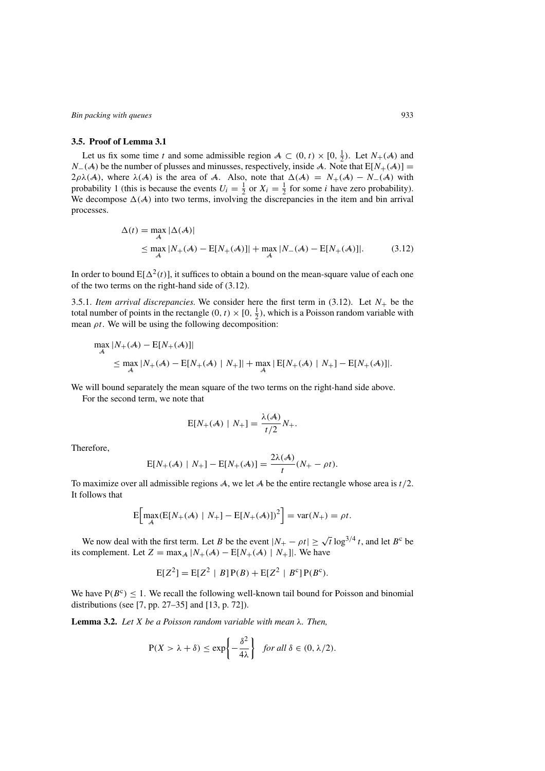### 3.5. Proof of Lemma 3.1

Let us fix some time $t$ and some admissible region $\mathcal{A} \subset (0, t) \times [0, \frac{1}{2})$. Let $N_+(\mathcal{A})$ and $N_-(\mathcal{A})$ be the number of plusses and minusses, respectively, inside $\mathcal{A}$. Note that $\mathrm{E}[N_+(\mathcal{A})] = 2\rho\lambda(\mathcal{A})$, where $\lambda(\mathcal{A})$ is the area of $\mathcal{A}$. Also, note that $\Delta(\mathcal{A}) = N_+(\mathcal{A}) - N_-(\mathcal{A})$ with probability 1 (this is because the events $U_i = \frac{1}{2}$ or $X_i = \frac{1}{2}$ for some $i$ have zero probability). We decompose $\Delta(\mathcal{A})$ into two terms, involving the discrepancies in the item and bin arrival processes.

$$\begin{aligned}\Delta(t) &= \max_{\mathcal{A}} |\Delta(\mathcal{A})| \\ &\leq \max_{\mathcal{A}} |N_+(\mathcal{A}) - \mathrm{E}[N_+(\mathcal{A})]| + \max_{\mathcal{A}} |N_-(\mathcal{A}) - \mathrm{E}[N_+(\mathcal{A})]|. \qquad (3.12)\end{aligned}$$

In order to bound $\mathrm{E}[\Delta^2(t)]$, it suffices to obtain a bound on the mean-square value of each one of the two terms on the right-hand side of (3.12).

3.5.1. *Item arrival discrepancies.* We consider here the first term in (3.12). Let $N_+$ be the total number of points in the rectangle $(0, t) \times [0, \frac{1}{2})$, which is a Poisson random variable with mean $\rho t$. We will be using the following decomposition:

$$\begin{aligned}&\max_{\mathcal{A}} |N_+(\mathcal{A}) - \mathrm{E}[N_+(\mathcal{A})]| \\ &\qquad \leq \max_{\mathcal{A}} |N_+(\mathcal{A}) - \mathrm{E}[N_+(\mathcal{A}) \mid N_+]| + \max_{\mathcal{A}} |\mathrm{E}[N_+(\mathcal{A}) \mid N_+] - \mathrm{E}[N_+(\mathcal{A})]|.\end{aligned}$$

We will bound separately the mean square of the two terms on the right-hand side above.

For the second term, we note that

$$\mathrm{E}[N_+(\mathcal{A}) \mid N_+] = \frac{\lambda(\mathcal{A})}{t/2} N_+.$$

Therefore,

$$\mathrm{E}[N_+(\mathcal{A}) \mid N_+] - \mathrm{E}[N_+(\mathcal{A})] = \frac{2\lambda(\mathcal{A})}{t}(N_+ - \rho t).$$

To maximize over all admissible regions $\mathcal{A}$, we let $\mathcal{A}$ be the entire rectangle whose area is $t/2$. It follows that

$$\mathrm{E}\Big[\max_{\mathcal{A}} (\mathrm{E}[N_+(\mathcal{A}) \mid N_+] - \mathrm{E}[N_+(\mathcal{A})])^2\Big] = \mathrm{var}(N_+) = \rho t.$$

We now deal with the first term. Let $B$ be the event $|N_+ - \rho t| \geq \sqrt{t} \log^{3/4} t$, and let $B^{\mathrm{c}}$ be its complement. Let $Z = \max_{\mathcal{A}} |N_+(\mathcal{A}) - \mathrm{E}[N_+(\mathcal{A}) \mid N_+]|$. We have

$$\mathrm{E}[Z^2] = \mathrm{E}[Z^2 \mid B]\,\mathrm{P}(B) + \mathrm{E}[Z^2 \mid B^{\mathrm{c}}]\,\mathrm{P}(B^{\mathrm{c}}).$$

We have $\mathrm{P}(B^{\mathrm{c}}) \leq 1$. We recall the following well-known tail bound for Poisson and binomial distributions (see [7, pp. 27–35] and [13, p. 72]).

**Lemma 3.2.** *Let $X$ be a Poisson random variable with mean $\lambda$. Then,*

$$\mathrm{P}(X > \lambda + \delta) \leq \exp\bigg\{-\frac{\delta^2}{4\lambda}\bigg\} \quad \textit{for all } \delta \in (0, \lambda/2).$$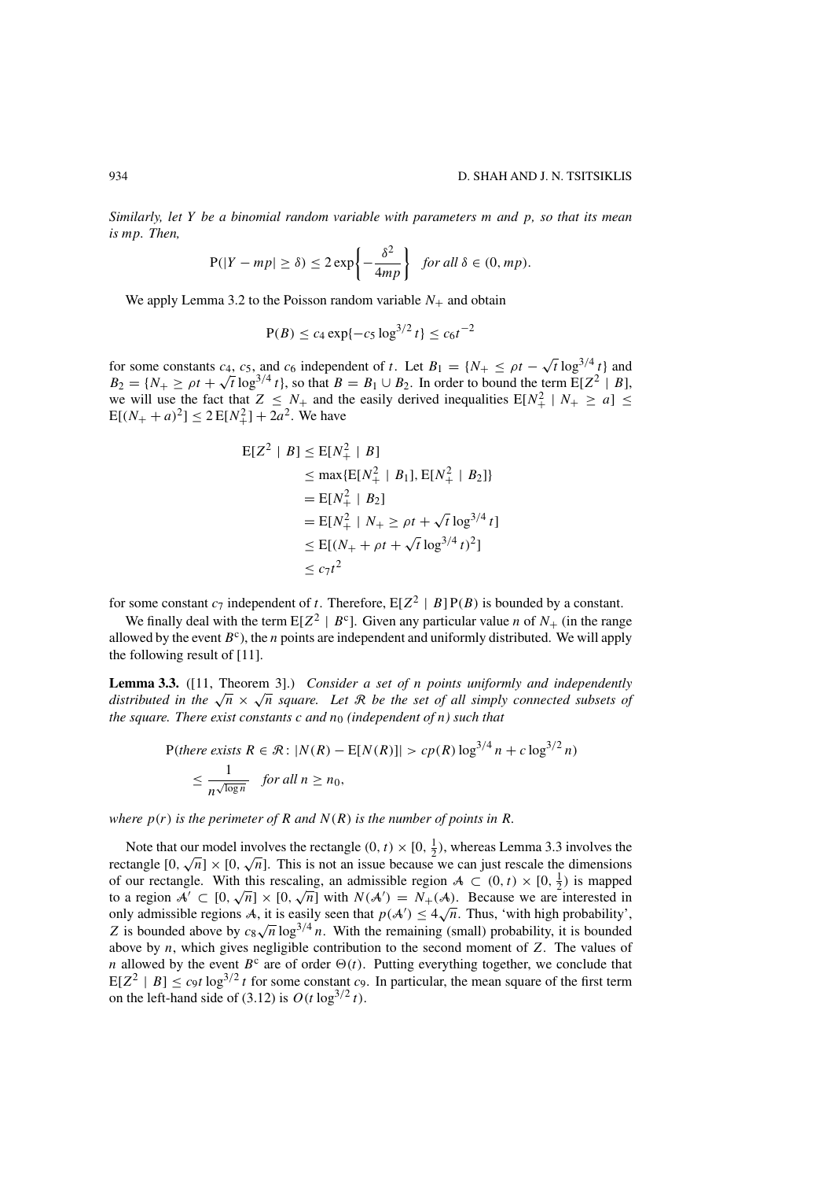*Similarly, let $Y$ be a binomial random variable with parameters $m$ and $p$, so that its mean is $mp$. Then,*

$$\mathrm{P}(|Y - mp| \geq \delta) \leq 2\exp\left\{-\frac{\delta^2}{4mp}\right\} \quad \textit{for all } \delta \in (0, mp).$$

We apply Lemma 3.2 to the Poisson random variable $N_+$ and obtain

$$\mathrm{P}(B) \leq c_4 \exp\{-c_5 \log^{3/2} t\} \leq c_6 t^{-2}$$

for some constants $c_4$, $c_5$, and $c_6$ independent of $t$. Let $B_1 = \{N_+ \leq \rho t - \sqrt{t}\log^{3/4} t\}$ and $B_2 = \{N_+ \geq \rho t + \sqrt{t}\log^{3/4} t\}$, so that $B = B_1 \cup B_2$. In order to bound the term $\mathrm{E}[Z^2 \mid B]$, we will use the fact that $Z \leq N_+$ and the easily derived inequalities $\mathrm{E}[N_+^2 \mid N_+ \geq a] \leq \mathrm{E}[(N_+ + a)^2] \leq 2\,\mathrm{E}[N_+^2] + 2a^2$. We have

$$\begin{aligned}
\mathrm{E}[Z^2 \mid B] &\leq \mathrm{E}[N_+^2 \mid B] \\
&\leq \max\{\mathrm{E}[N_+^2 \mid B_1], \mathrm{E}[N_+^2 \mid B_2]\} \\
&= \mathrm{E}[N_+^2 \mid B_2] \\
&= \mathrm{E}[N_+^2 \mid N_+ \geq \rho t + \sqrt{t}\log^{3/4} t] \\
&\leq \mathrm{E}[(N_+ + \rho t + \sqrt{t}\log^{3/4} t)^2] \\
&\leq c_7 t^2
\end{aligned}$$

for some constant $c_7$ independent of $t$. Therefore, $\mathrm{E}[Z^2 \mid B]\,\mathrm{P}(B)$ is bounded by a constant.

We finally deal with the term $\mathrm{E}[Z^2 \mid B^{\mathrm{c}}]$. Given any particular value $n$ of $N_+$ (in the range allowed by the event $B^{\mathrm{c}}$), the $n$ points are independent and uniformly distributed. We will apply the following result of [11].

**Lemma 3.3.** ([11, Theorem 3].) *Consider a set of $n$ points uniformly and independently distributed in the $\sqrt{n} \times \sqrt{n}$ square. Let $\mathcal{R}$ be the set of all simply connected subsets of the square. There exist constants $c$ and $n_0$ (independent of $n$) such that*

$$\begin{aligned}
&\mathrm{P}(\textit{there exists } R \in \mathcal{R} \colon |N(R) - \mathrm{E}[N(R)]| > cp(R)\log^{3/4} n + c\log^{3/2} n) \\
&\quad \leq \frac{1}{n^{\sqrt{\log n}}} \quad \textit{for all } n \geq n_0,
\end{aligned}$$

*where $p(r)$ is the perimeter of $R$ and $N(R)$ is the number of points in $R$.*

Note that our model involves the rectangle $(0, t) \times [0, \frac{1}{2})$, whereas Lemma 3.3 involves the rectangle $[0, \sqrt{n}] \times [0, \sqrt{n}]$. This is not an issue because we can just rescale the dimensions of our rectangle. With this rescaling, an admissible region $\mathcal{A} \subset (0, t) \times [0, \frac{1}{2})$ is mapped to a region $\mathcal{A}' \subset [0, \sqrt{n}] \times [0, \sqrt{n}]$ with $N(\mathcal{A}') = N_+(\mathcal{A})$. Because we are interested in only admissible regions $\mathcal{A}$, it is easily seen that $p(\mathcal{A}') \leq 4\sqrt{n}$. Thus, 'with high probability', $Z$ is bounded above by $c_8\sqrt{n}\log^{3/4} n$. With the remaining (small) probability, it is bounded above by $n$, which gives negligible contribution to the second moment of $Z$. The values of $n$ allowed by the event $B^{\mathrm{c}}$ are of order $\Theta(t)$. Putting everything together, we conclude that $\mathrm{E}[Z^2 \mid B] \leq c_9 t \log^{3/2} t$ for some constant $c_9$. In particular, the mean square of the first term on the left-hand side of (3.12) is $O(t \log^{3/2} t)$.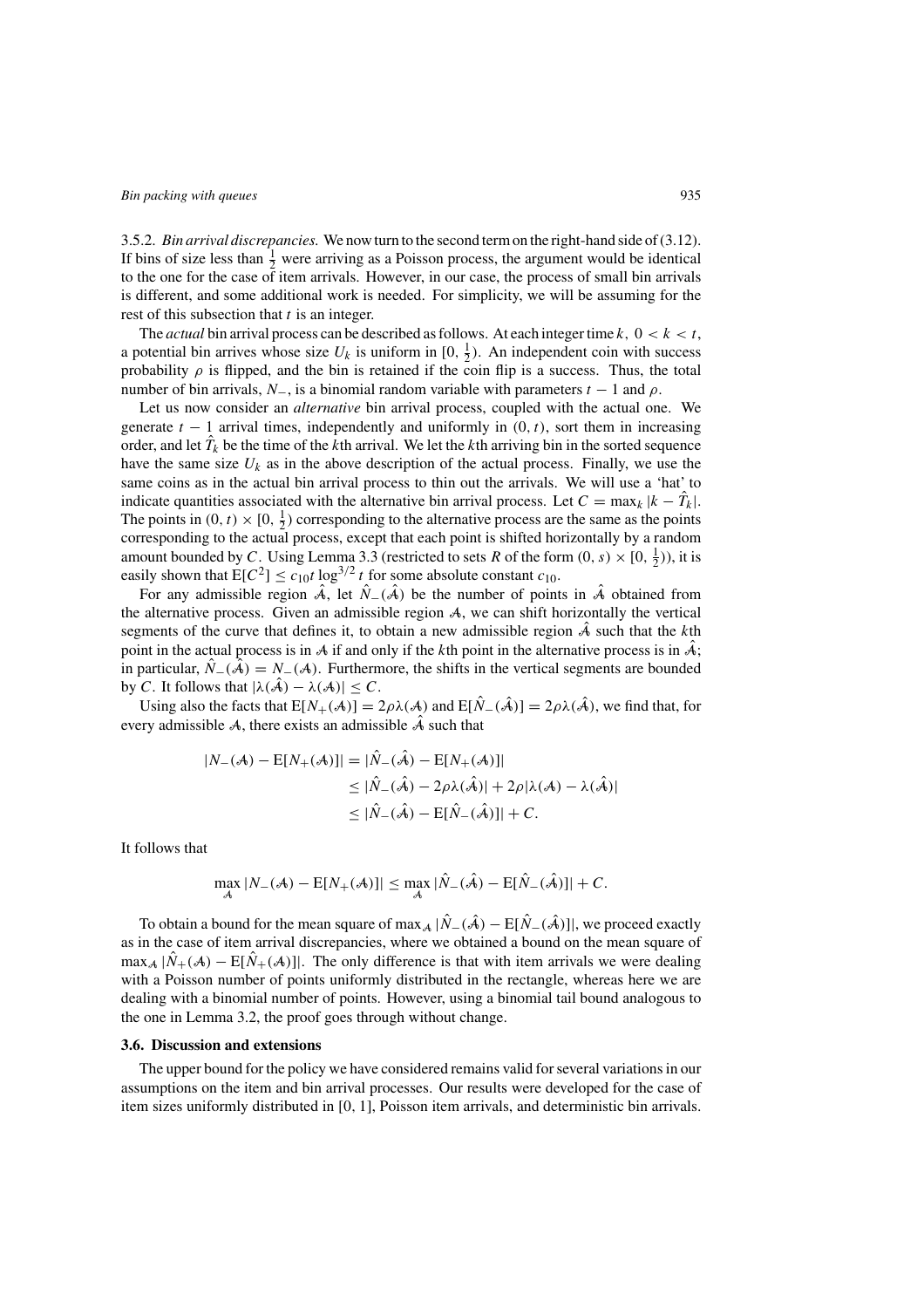3.5.2. *Bin arrival discrepancies.* We now turn to the second term on the right-hand side of (3.12). If bins of size less than $\frac{1}{2}$ were arriving as a Poisson process, the argument would be identical to the one for the case of item arrivals. However, in our case, the process of small bin arrivals is different, and some additional work is needed. For simplicity, we will be assuming for the rest of this subsection that $t$ is an integer.

The *actual* bin arrival process can be described as follows. At each integer time $k$, $0 < k < t$, a potential bin arrives whose size $U_k$ is uniform in $[0, \frac{1}{2})$. An independent coin with success probability $\rho$ is flipped, and the bin is retained if the coin flip is a success. Thus, the total number of bin arrivals, $N_-$, is a binomial random variable with parameters $t - 1$ and $\rho$.

Let us now consider an *alternative* bin arrival process, coupled with the actual one. We generate $t - 1$ arrival times, independently and uniformly in $(0, t)$, sort them in increasing order, and let $\hat{T}_k$ be the time of the $k$th arrival. We let the $k$th arriving bin in the sorted sequence have the same size $U_k$ as in the above description of the actual process. Finally, we use the same coins as in the actual bin arrival process to thin out the arrivals. We will use a 'hat' to indicate quantities associated with the alternative bin arrival process. Let $C = \max_k |k - \hat{T}_k|$. The points in $(0, t) \times [0, \frac{1}{2})$ corresponding to the alternative process are the same as the points corresponding to the actual process, except that each point is shifted horizontally by a random amount bounded by $C$. Using Lemma 3.3 (restricted to sets $R$ of the form $(0, s) \times [0, \frac{1}{2})$), it is easily shown that $\mathrm{E}[C^2] \le c_{10} t \log^{3/2} t$ for some absolute constant $c_{10}$.

For any admissible region $\hat{\mathcal{A}}$, let $\hat{N}_-(\hat{\mathcal{A}})$ be the number of points in $\hat{\mathcal{A}}$ obtained from the alternative process. Given an admissible region $\mathcal{A}$, we can shift horizontally the vertical segments of the curve that defines it, to obtain a new admissible region $\hat{\mathcal{A}}$ such that the $k$th point in the actual process is in $\mathcal{A}$ if and only if the $k$th point in the alternative process is in $\hat{\mathcal{A}}$; in particular, $\hat{N}_-(\hat{\mathcal{A}}) = N_-(\mathcal{A})$. Furthermore, the shifts in the vertical segments are bounded by $C$. It follows that $|\lambda(\hat{\mathcal{A}}) - \lambda(\mathcal{A})| \le C$.

Using also the facts that $\mathrm{E}[N_+(\mathcal{A})] = 2\rho\lambda(\mathcal{A})$ and $\mathrm{E}[\hat{N}_-(\hat{\mathcal{A}})] = 2\rho\lambda(\hat{\mathcal{A}})$, we find that, for every admissible $\mathcal{A}$, there exists an admissible $\hat{\mathcal{A}}$ such that

$$
\begin{aligned}
|N_-(\mathcal{A}) - \mathrm{E}[N_+(\mathcal{A})]| &= |\hat{N}_-(\hat{\mathcal{A}}) - \mathrm{E}[N_+(\mathcal{A})]| \\
&\le |\hat{N}_-(\hat{\mathcal{A}}) - 2\rho\lambda(\hat{\mathcal{A}})| + 2\rho|\lambda(\mathcal{A}) - \lambda(\hat{\mathcal{A}})| \\
&\le |\hat{N}_-(\hat{\mathcal{A}}) - \mathrm{E}[\hat{N}_-(\hat{\mathcal{A}})]| + C.
\end{aligned}
$$

It follows that

$$
\max_{\mathcal{A}} |N_-(\mathcal{A}) - \mathrm{E}[N_+(\mathcal{A})]| \le \max_{\mathcal{A}} |\hat{N}_-(\hat{\mathcal{A}}) - \mathrm{E}[\hat{N}_-(\hat{\mathcal{A}})]| + C.
$$

To obtain a bound for the mean square of $\max_{\mathcal{A}} |\hat{N}_-(\hat{\mathcal{A}}) - \mathrm{E}[\hat{N}_-(\hat{\mathcal{A}})]|$, we proceed exactly as in the case of item arrival discrepancies, where we obtained a bound on the mean square of $\max_{\mathcal{A}} |\hat{N}_+(\mathcal{A}) - \mathrm{E}[\hat{N}_+(\mathcal{A})]|$. The only difference is that with item arrivals we were dealing with a Poisson number of points uniformly distributed in the rectangle, whereas here we are dealing with a binomial number of points. However, using a binomial tail bound analogous to the one in Lemma 3.2, the proof goes through without change.

### 3.6. Discussion and extensions

The upper bound for the policy we have considered remains valid for several variations in our assumptions on the item and bin arrival processes. Our results were developed for the case of item sizes uniformly distributed in [0, 1], Poisson item arrivals, and deterministic bin arrivals.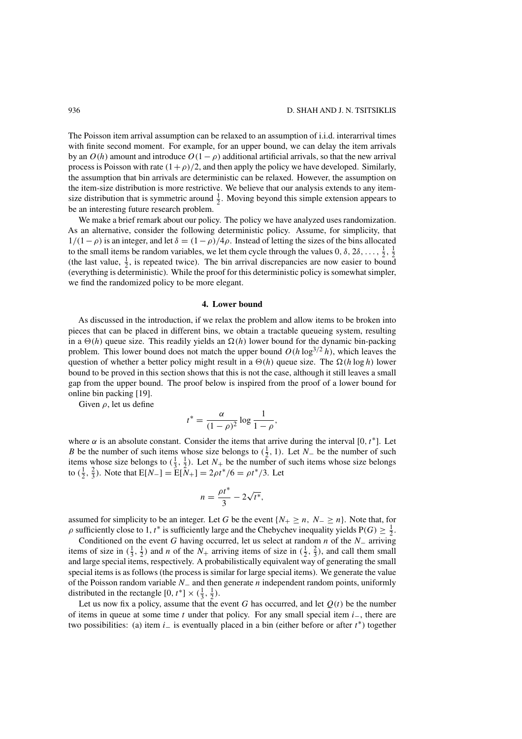The Poisson item arrival assumption can be relaxed to an assumption of i.i.d. interarrival times with finite second moment. For example, for an upper bound, we can delay the item arrivals by an $O(h)$ amount and introduce $O(1-\rho)$ additional artificial arrivals, so that the new arrival process is Poisson with rate $(1+\rho)/2$, and then apply the policy we have developed. Similarly, the assumption that bin arrivals are deterministic can be relaxed. However, the assumption on the item-size distribution is more restrictive. We believe that our analysis extends to any item-size distribution that is symmetric around $\frac{1}{2}$. Moving beyond this simple extension appears to be an interesting future research problem.

We make a brief remark about our policy. The policy we have analyzed uses randomization. As an alternative, consider the following deterministic policy. Assume, for simplicity, that $1/(1-\rho)$ is an integer, and let $\delta = (1-\rho)/4\rho$. Instead of letting the sizes of the bins allocated to the small items be random variables, we let them cycle through the values $0, \delta, 2\delta, \ldots, \frac{1}{2}, \frac{1}{2}$ (the last value, $\frac{1}{2}$, is repeated twice). The bin arrival discrepancies are now easier to bound (everything is deterministic). While the proof for this deterministic policy is somewhat simpler, we find the randomized policy to be more elegant.

## 4. Lower bound

As discussed in the introduction, if we relax the problem and allow items to be broken into pieces that can be placed in different bins, we obtain a tractable queueing system, resulting in a $\Theta(h)$ queue size. This readily yields an $\Omega(h)$ lower bound for the dynamic bin-packing problem. This lower bound does not match the upper bound $O(h \log^{3/2} h)$, which leaves the question of whether a better policy might result in a $\Theta(h)$ queue size. The $\Omega(h \log h)$ lower bound to be proved in this section shows that this is not the case, although it still leaves a small gap from the upper bound. The proof below is inspired from the proof of a lower bound for online bin packing [19].

Given $\rho$, let us define

$$t^* = \frac{\alpha}{(1-\rho)^2} \log \frac{1}{1-\rho},$$

where $\alpha$ is an absolute constant. Consider the items that arrive during the interval $[0, t^*]$. Let $B$ be the number of such items whose size belongs to $(\frac{1}{2}, 1)$. Let $N_-$ be the number of such items whose size belongs to $(\frac{1}{3}, \frac{1}{2})$. Let $N_+$ be the number of such items whose size belongs to $(\frac{1}{2}, \frac{2}{3})$. Note that $\mathrm{E}[N_-] = \mathrm{E}[N_+] = 2\rho t^*/6 = \rho t^*/3$. Let

$$n = \frac{\rho t^*}{3} - 2\sqrt{t^*},$$

assumed for simplicity to be an integer. Let $G$ be the event $\{N_+ \geq n,\ N_- \geq n\}$. Note that, for $\rho$ sufficiently close to 1, $t^*$ is sufficiently large and the Chebychev inequality yields $\mathrm{P}(G) \geq \frac{1}{2}$.

Conditioned on the event $G$ having occurred, let us select at random $n$ of the $N_-$ arriving items of size in $(\frac{1}{3}, \frac{1}{2})$ and $n$ of the $N_+$ arriving items of size in $(\frac{1}{2}, \frac{2}{3})$, and call them small and large special items, respectively. A probabilistically equivalent way of generating the small special items is as follows (the process is similar for large special items). We generate the value of the Poisson random variable $N_-$ and then generate $n$ independent random points, uniformly distributed in the rectangle $[0, t^*] \times (\frac{1}{3}, \frac{1}{2})$.

Let us now fix a policy, assume that the event $G$ has occurred, and let $Q(t)$ be the number of items in queue at some time $t$ under that policy. For any small special item $i_-$, there are two possibilities: (a) item $i_-$ is eventually placed in a bin (either before or after $t^*$) together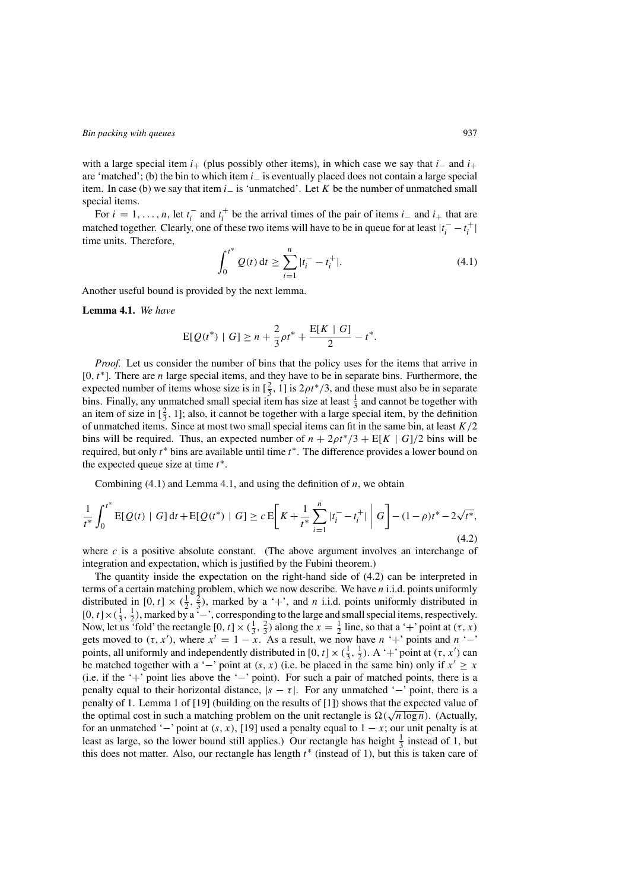with a large special item $i_+$ (plus possibly other items), in which case we say that $i_-$ and $i_+$ are 'matched'; (b) the bin to which item $i_-$ is eventually placed does not contain a large special item. In case (b) we say that item $i_-$ is 'unmatched'. Let $K$ be the number of unmatched small special items.

For $i = 1, \ldots, n$, let $t_i^-$ and $t_i^+$ be the arrival times of the pair of items $i_-$ and $i_+$ that are matched together. Clearly, one of these two items will have to be in queue for at least $|t_i^- - t_i^+|$ time units. Therefore,

$$\int_0^{t^*} Q(t)\,\mathrm{d}t \geq \sum_{i=1}^{n} |t_i^- - t_i^+|. \tag{4.1}$$

Another useful bound is provided by the next lemma.

**Lemma 4.1.** *We have*

$$\mathrm{E}[Q(t^*) \mid G] \geq n + \frac{2}{3}\rho t^* + \frac{\mathrm{E}[K \mid G]}{2} - t^*.$$

*Proof.* Let us consider the number of bins that the policy uses for the items that arrive in $[0, t^*]$. There are $n$ large special items, and they have to be in separate bins. Furthermore, the expected number of items whose size is in $[\frac{2}{3}, 1]$ is $2\rho t^*/3$, and these must also be in separate bins. Finally, any unmatched small special item has size at least $\frac{1}{3}$ and cannot be together with an item of size in $[\frac{2}{3}, 1]$; also, it cannot be together with a large special item, by the definition of unmatched items. Since at most two small special items can fit in the same bin, at least $K/2$ bins will be required. Thus, an expected number of $n + 2\rho t^*/3 + \mathrm{E}[K \mid G]/2$ bins will be required, but only $t^*$ bins are available until time $t^*$. The difference provides a lower bound on the expected queue size at time $t^*$.

Combining (4.1) and Lemma 4.1, and using the definition of $n$, we obtain

$$\frac{1}{t^*}\int_0^{t^*} \mathrm{E}[Q(t) \mid G]\,\mathrm{d}t + \mathrm{E}[Q(t^*) \mid G] \geq c\,\mathrm{E}\Bigg[K + \frac{1}{t^*}\sum_{i=1}^{n} |t_i^- - t_i^+| \;\Bigg|\; G\Bigg] - (1-\rho)t^* - 2\sqrt{t^*}, \tag{4.2}$$

where $c$ is a positive absolute constant. (The above argument involves an interchange of integration and expectation, which is justified by the Fubini theorem.)

The quantity inside the expectation on the right-hand side of (4.2) can be interpreted in terms of a certain matching problem, which we now describe. We have $n$ i.i.d. points uniformly distributed in $[0, t] \times (\frac{1}{2}, \frac{2}{3})$, marked by a '+', and $n$ i.i.d. points uniformly distributed in $[0, t] \times (\frac{1}{3}, \frac{1}{2})$, marked by a '−', corresponding to the large and small special items, respectively. Now, let us 'fold' the rectangle $[0, t] \times (\frac{1}{3}, \frac{2}{3})$ along the $x = \frac{1}{2}$ line, so that a '+' point at $(\tau, x)$ gets moved to $(\tau, x')$, where $x' = 1 - x$. As a result, we now have $n$ '+' points and $n$ '−' points, all uniformly and independently distributed in $[0, t] \times (\frac{1}{3}, \frac{1}{2})$. A '+' point at $(\tau, x')$ can be matched together with a '−' point at $(s, x)$ (i.e. be placed in the same bin) only if $x' \geq x$ (i.e. if the '+' point lies above the '−' point). For such a pair of matched points, there is a penalty equal to their horizontal distance, $|s - \tau|$. For any unmatched '−' point, there is a penalty of 1. Lemma 1 of [19] (building on the results of [1]) shows that the expected value of the optimal cost in such a matching problem on the unit rectangle is $\Omega(\sqrt{n \log n})$. (Actually, for an unmatched '−' point at $(s, x)$, [19] used a penalty equal to $1 - x$; our unit penalty is at least as large, so the lower bound still applies.) Our rectangle has height $\frac{1}{3}$ instead of 1, but this does not matter. Also, our rectangle has length $t^*$ (instead of 1), but this is taken care of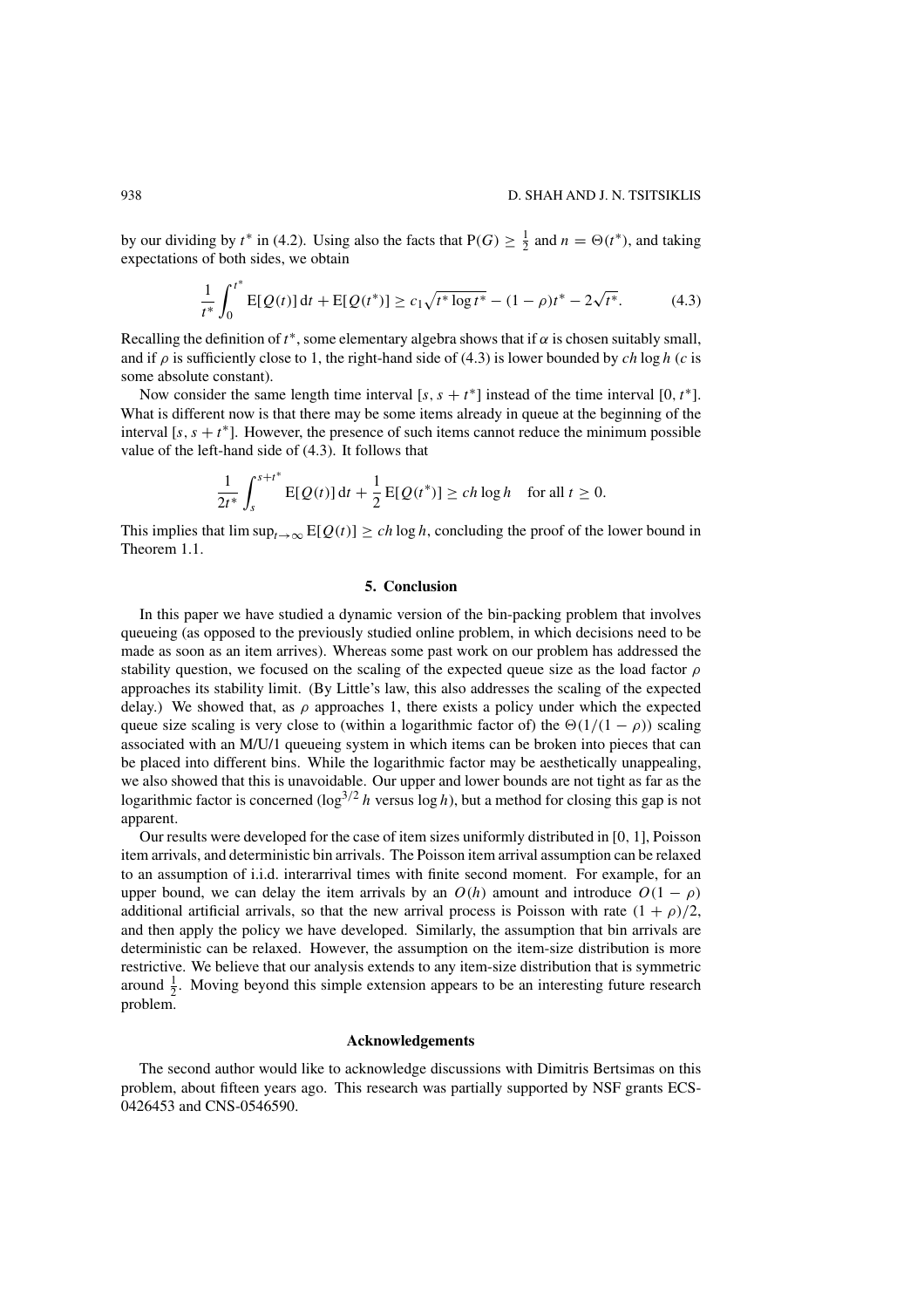by our dividing by $t^*$ in (4.2). Using also the facts that $\mathrm{P}(G) \geq \frac{1}{2}$ and $n = \Theta(t^*)$, and taking expectations of both sides, we obtain

$$\frac{1}{t^*} \int_0^{t^*} \mathrm{E}[Q(t)] \, \mathrm{d}t + \mathrm{E}[Q(t^*)] \geq c_1 \sqrt{t^* \log t^*} - (1 - \rho) t^* - 2\sqrt{t^*}. \tag{4.3}$$

Recalling the definition of $t^*$, some elementary algebra shows that if $\alpha$ is chosen suitably small, and if $\rho$ is sufficiently close to 1, the right-hand side of (4.3) is lower bounded by $ch \log h$ ($c$ is some absolute constant).

Now consider the same length time interval $[s, s + t^*]$ instead of the time interval $[0, t^*]$. What is different now is that there may be some items already in queue at the beginning of the interval $[s, s + t^*]$. However, the presence of such items cannot reduce the minimum possible value of the left-hand side of (4.3). It follows that

$$\frac{1}{2t^*} \int_s^{s+t^*} \mathrm{E}[Q(t)] \, \mathrm{d}t + \frac{1}{2} \mathrm{E}[Q(t^*)] \geq ch \log h \quad \text{for all } t \geq 0.$$

This implies that $\limsup_{t \to \infty} \mathrm{E}[Q(t)] \geq ch \log h$, concluding the proof of the lower bound in Theorem 1.1.

## 5. Conclusion

In this paper we have studied a dynamic version of the bin-packing problem that involves queueing (as opposed to the previously studied online problem, in which decisions need to be made as soon as an item arrives). Whereas some past work on our problem has addressed the stability question, we focused on the scaling of the expected queue size as the load factor $\rho$ approaches its stability limit. (By Little's law, this also addresses the scaling of the expected delay.) We showed that, as $\rho$ approaches 1, there exists a policy under which the expected queue size scaling is very close to (within a logarithmic factor of) the $\Theta(1/(1 - \rho))$ scaling associated with an M/U/1 queueing system in which items can be broken into pieces that can be placed into different bins. While the logarithmic factor may be aesthetically unappealing, we also showed that this is unavoidable. Our upper and lower bounds are not tight as far as the logarithmic factor is concerned ($\log^{3/2} h$ versus $\log h$), but a method for closing this gap is not apparent.

Our results were developed for the case of item sizes uniformly distributed in $[0, 1]$, Poisson item arrivals, and deterministic bin arrivals. The Poisson item arrival assumption can be relaxed to an assumption of i.i.d. interarrival times with finite second moment. For example, for an upper bound, we can delay the item arrivals by an $O(h)$ amount and introduce $O(1 - \rho)$ additional artificial arrivals, so that the new arrival process is Poisson with rate $(1 + \rho)/2$, and then apply the policy we have developed. Similarly, the assumption that bin arrivals are deterministic can be relaxed. However, the assumption on the item-size distribution is more restrictive. We believe that our analysis extends to any item-size distribution that is symmetric around $\frac{1}{2}$. Moving beyond this simple extension appears to be an interesting future research problem.

### Acknowledgements

The second author would like to acknowledge discussions with Dimitris Bertsimas on this problem, about fifteen years ago. This research was partially supported by NSF grants ECS-0426453 and CNS-0546590.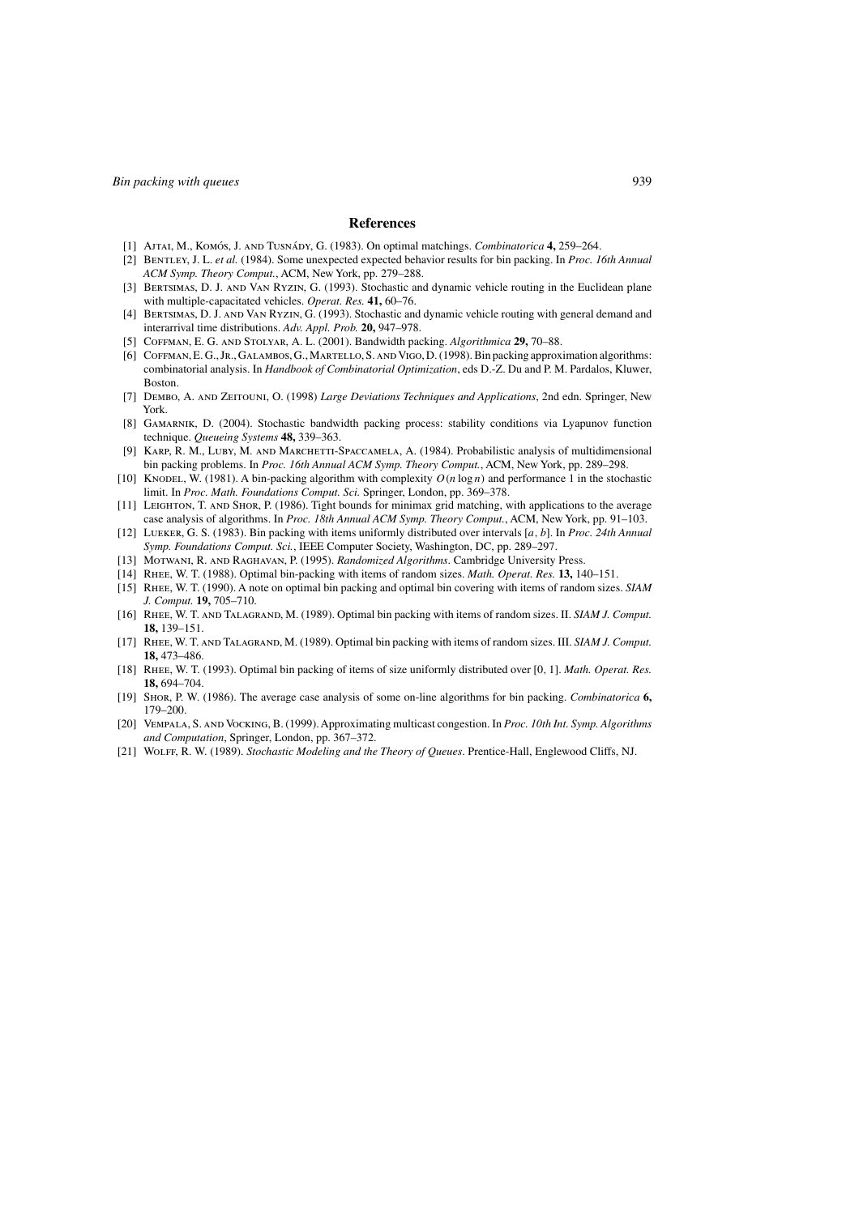## References

[1] Ajtai, M., Komós, J. and Tusnády, G. (1983). On optimal matchings. *Combinatorica* **4,** 259–264.

[2] Bentley, J. L. *et al.* (1984). Some unexpected expected behavior results for bin packing. In *Proc. 16th Annual ACM Symp. Theory Comput.*, ACM, New York, pp. 279–288.

[3] Bertsimas, D. J. and Van Ryzin, G. (1993). Stochastic and dynamic vehicle routing in the Euclidean plane with multiple-capacitated vehicles. *Operat. Res.* **41,** 60–76.

[4] Bertsimas, D. J. and Van Ryzin, G. (1993). Stochastic and dynamic vehicle routing with general demand and interarrival time distributions. *Adv. Appl. Prob.* **20,** 947–978.

[5] Coffman, E. G. and Stolyar, A. L. (2001). Bandwidth packing. *Algorithmica* **29,** 70–88.

[6] Coffman, E. G., Jr., Galambos, G., Martello, S. and Vigo, D. (1998). Bin packing approximation algorithms: combinatorial analysis. In *Handbook of Combinatorial Optimization*, eds D.-Z. Du and P. M. Pardalos, Kluwer, Boston.

[7] Dembo, A. and Zeitouni, O. (1998) *Large Deviations Techniques and Applications*, 2nd edn. Springer, New York.

[8] Gamarnik, D. (2004). Stochastic bandwidth packing process: stability conditions via Lyapunov function technique. *Queueing Systems* **48,** 339–363.

[9] Karp, R. M., Luby, M. and Marchetti-Spaccamela, A. (1984). Probabilistic analysis of multidimensional bin packing problems. In *Proc. 16th Annual ACM Symp. Theory Comput.*, ACM, New York, pp. 289–298.

[10] Knodel, W. (1981). A bin-packing algorithm with complexity $O(n \log n)$ and performance 1 in the stochastic limit. In *Proc. Math. Foundations Comput. Sci.* Springer, London, pp. 369–378.

[11] Leighton, T. and Shor, P. (1986). Tight bounds for minimax grid matching, with applications to the average case analysis of algorithms. In *Proc. 18th Annual ACM Symp. Theory Comput.*, ACM, New York, pp. 91–103.

[12] Lueker, G. S. (1983). Bin packing with items uniformly distributed over intervals $[a, b]$. In *Proc. 24th Annual Symp. Foundations Comput. Sci.*, IEEE Computer Society, Washington, DC, pp. 289–297.

[13] Motwani, R. and Raghavan, P. (1995). *Randomized Algorithms*. Cambridge University Press.

[14] Rhee, W. T. (1988). Optimal bin-packing with items of random sizes. *Math. Operat. Res.* **13,** 140–151.

[15] Rhee, W. T. (1990). A note on optimal bin packing and optimal bin covering with items of random sizes. *SIAM J. Comput.* **19,** 705–710.

[16] Rhee, W. T. and Talagrand, M. (1989). Optimal bin packing with items of random sizes. II. *SIAM J. Comput.* **18,** 139–151.

[17] Rhee, W. T. and Talagrand, M. (1989). Optimal bin packing with items of random sizes. III. *SIAM J. Comput.* **18,** 473–486.

[18] Rhee, W. T. (1993). Optimal bin packing of items of size uniformly distributed over [0, 1]. *Math. Operat. Res.* **18,** 694–704.

[19] Shor, P. W. (1986). The average case analysis of some on-line algorithms for bin packing. *Combinatorica* **6,** 179–200.

[20] Vempala, S. and Vocking, B. (1999). Approximating multicast congestion. In *Proc. 10th Int. Symp. Algorithms and Computation*, Springer, London, pp. 367–372.

[21] Wolff, R. W. (1989). *Stochastic Modeling and the Theory of Queues*. Prentice-Hall, Englewood Cliffs, NJ.